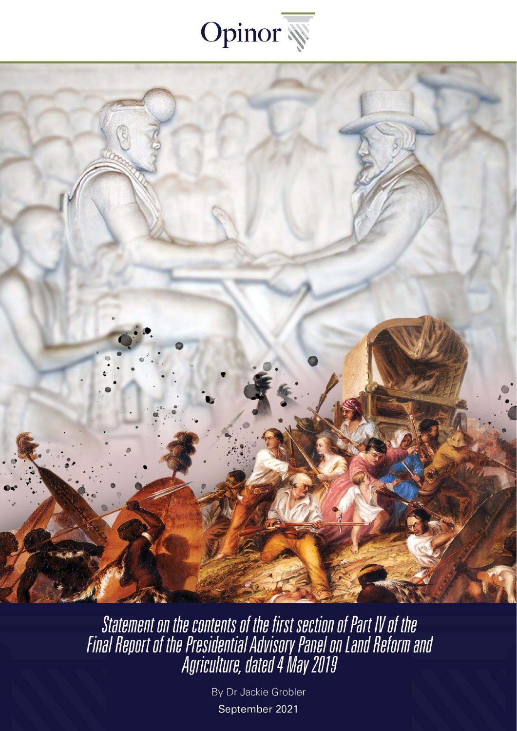Opinor

# Statement on the contents of the first section of Part IV of the Final Report of the Presidential Advisory Panel on Land Reform and Agriculture, dated 4 May 2019

By Dr Jackie Grobler

September 2021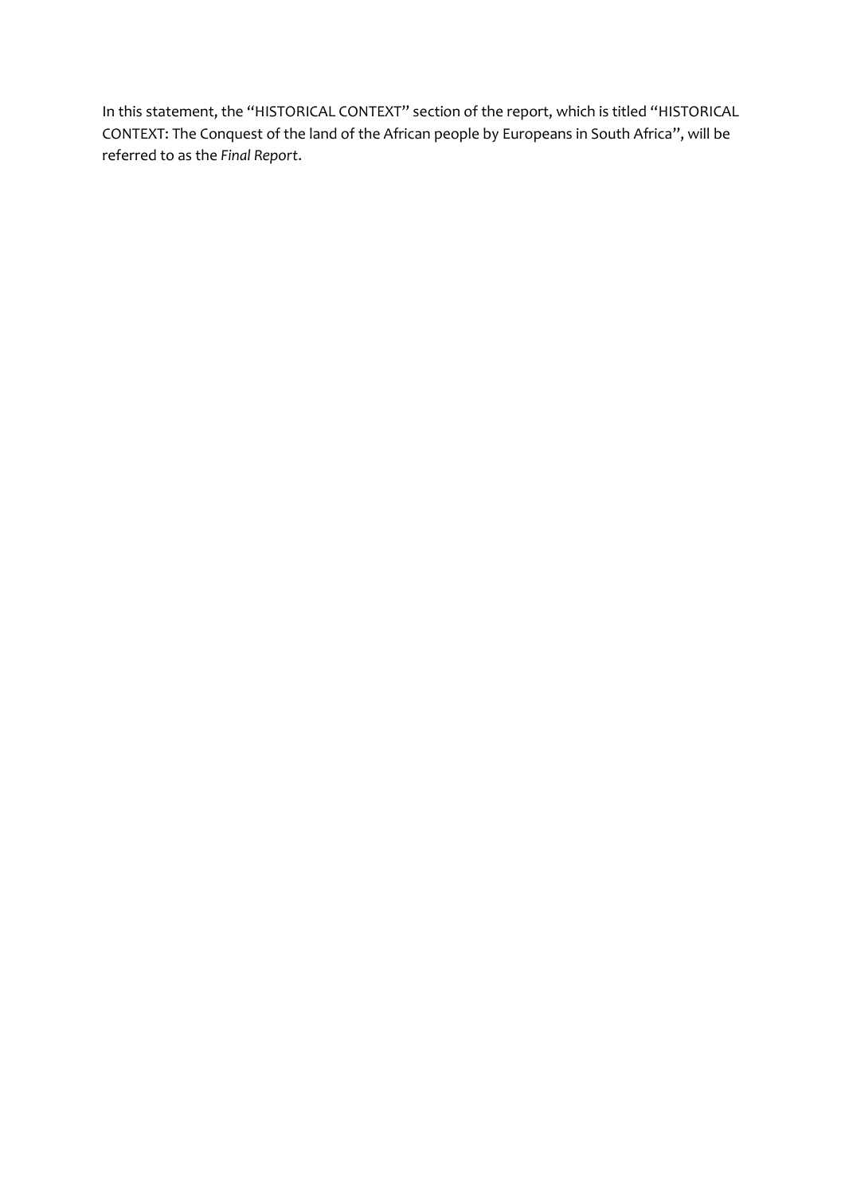In this statement, the “HISTORICAL CONTEXT” section of the report, which is titled “HISTORICAL CONTEXT: The Conquest of the land of the African people by Europeans in South Africa”, will be referred to as the *Final Report*.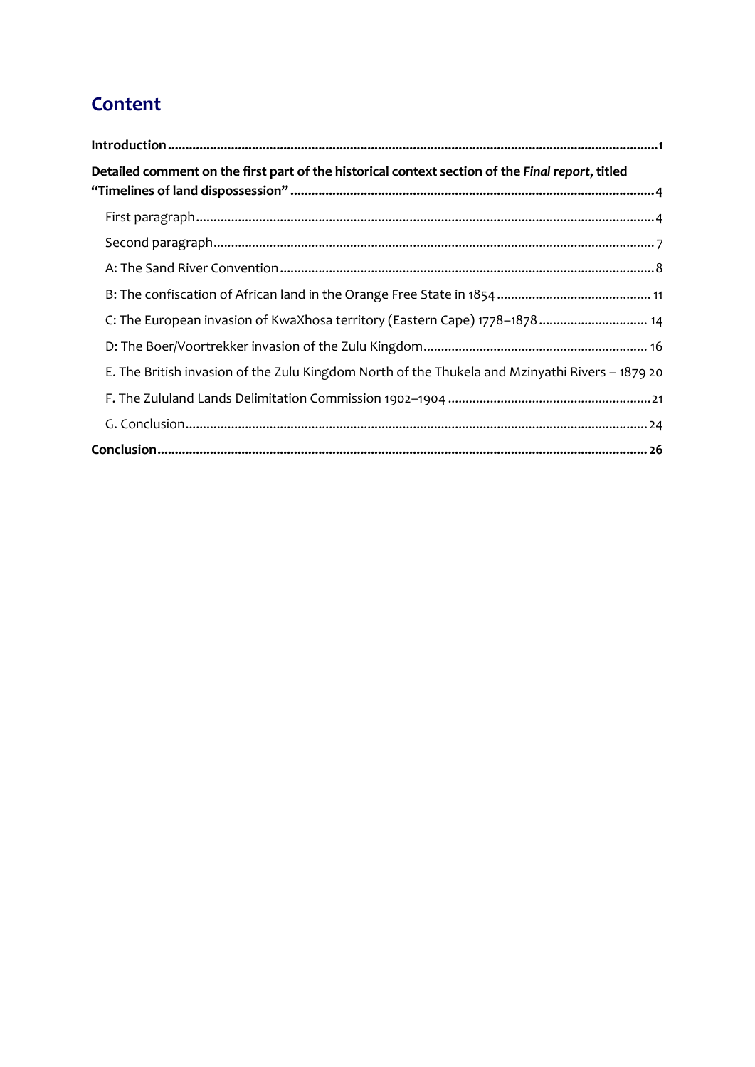## Content

**Introduction** ... **1**

**Detailed comment on the first part of the historical context section of the *Final report*, titled "Timelines of land dispossession"** ... **4**

- First paragraph ... 4
- Second paragraph ... 7
- A: The Sand River Convention ... 8
- B: The confiscation of African land in the Orange Free State in 1854 ... 11
- C: The European invasion of KwaXhosa territory (Eastern Cape) 1778–1878 ... 14
- D: The Boer/Voortrekker invasion of the Zulu Kingdom ... 16
- E. The British invasion of the Zulu Kingdom North of the Thukela and Mzinyathi Rivers – 1879 ... 20
- F. The Zululand Lands Delimitation Commission 1902–1904 ... 21
- G. Conclusion ... 24

**Conclusion** ... **26**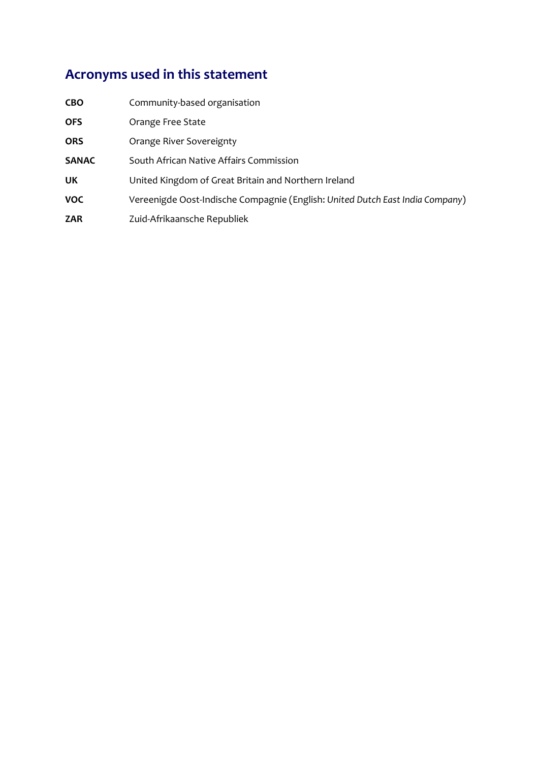## Acronyms used in this statement

| | |
|---|---|
| **CBO** | Community-based organisation |
| **OFS** | Orange Free State |
| **ORS** | Orange River Sovereignty |
| **SANAC** | South African Native Affairs Commission |
| **UK** | United Kingdom of Great Britain and Northern Ireland |
| **VOC** | Vereenigde Oost-Indische Compagnie (English: *United Dutch East India Company*) |
| **ZAR** | Zuid-Afrikaansche Republiek |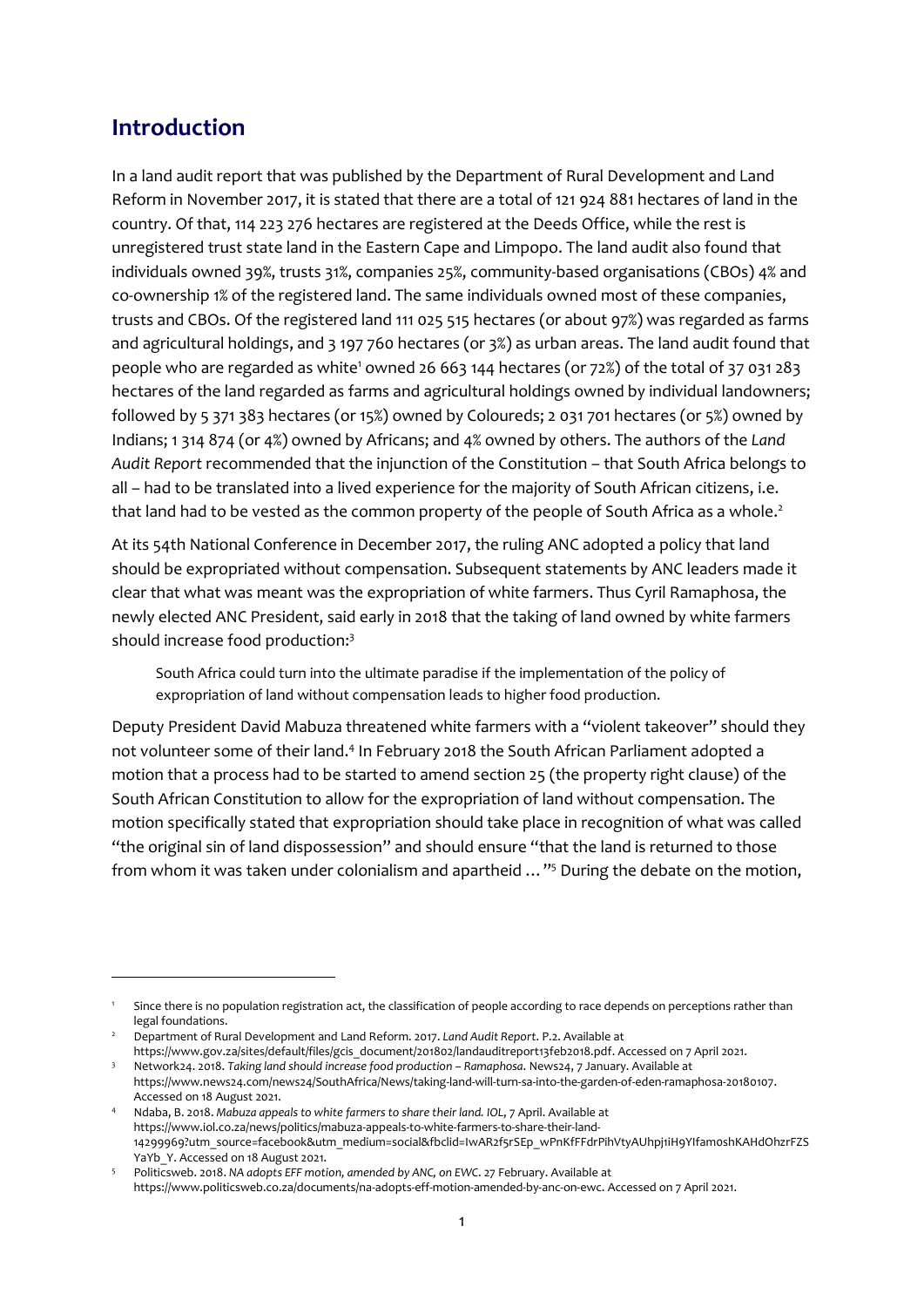## Introduction

In a land audit report that was published by the Department of Rural Development and Land Reform in November 2017, it is stated that there are a total of 121 924 881 hectares of land in the country. Of that, 114 223 276 hectares are registered at the Deeds Office, while the rest is unregistered trust state land in the Eastern Cape and Limpopo. The land audit also found that individuals owned 39%, trusts 31%, companies 25%, community-based organisations (CBOs) 4% and co-ownership 1% of the registered land. The same individuals owned most of these companies, trusts and CBOs. Of the registered land 111 025 515 hectares (or about 97%) was regarded as farms and agricultural holdings, and 3 197 760 hectares (or 3%) as urban areas. The land audit found that people who are regarded as white[1] owned 26 663 144 hectares (or 72%) of the total of 37 031 283 hectares of the land regarded as farms and agricultural holdings owned by individual landowners; followed by 5 371 383 hectares (or 15%) owned by Coloureds; 2 031 701 hectares (or 5%) owned by Indians; 1 314 874 (or 4%) owned by Africans; and 4% owned by others. The authors of the *Land Audit Report* recommended that the injunction of the Constitution – that South Africa belongs to all – had to be translated into a lived experience for the majority of South African citizens, i.e. that land had to be vested as the common property of the people of South Africa as a whole.[2]

At its 54th National Conference in December 2017, the ruling ANC adopted a policy that land should be expropriated without compensation. Subsequent statements by ANC leaders made it clear that what was meant was the expropriation of white farmers. Thus Cyril Ramaphosa, the newly elected ANC President, said early in 2018 that the taking of land owned by white farmers should increase food production:[3]

> South Africa could turn into the ultimate paradise if the implementation of the policy of expropriation of land without compensation leads to higher food production.

Deputy President David Mabuza threatened white farmers with a "violent takeover" should they not volunteer some of their land.[4] In February 2018 the South African Parliament adopted a motion that a process had to be started to amend section 25 (the property right clause) of the South African Constitution to allow for the expropriation of land without compensation. The motion specifically stated that expropriation should take place in recognition of what was called "the original sin of land dispossession" and should ensure "that the land is returned to those from whom it was taken under colonialism and apartheid …"[5] During the debate on the motion,

---

[1] Since there is no population registration act, the classification of people according to race depends on perceptions rather than legal foundations.

[2] Department of Rural Development and Land Reform. 2017. *Land Audit Report*. P.2. Available at https://www.gov.za/sites/default/files/gcis_document/201802/landauditreport13feb2018.pdf. Accessed on 7 April 2021.

[3] Network24. 2018. *Taking land should increase food production – Ramaphosa.* News24, 7 January. Available at https://www.news24.com/news24/SouthAfrica/News/taking-land-will-turn-sa-into-the-garden-of-eden-ramaphosa-20180107. Accessed on 18 August 2021.

[4] Ndaba, B. 2018. *Mabuza appeals to white farmers to share their land. IOL*, 7 April. Available at https://www.iol.co.za/news/politics/mabuza-appeals-to-white-farmers-to-share-their-land-14299969?utm_source=facebook&utm_medium=social&fbclid=IwAR2f5rSEp_wPnKfFFdrPihVtyAUhpj1iH9YIfam0shKAHdOhzrFZSYaYb_Y. Accessed on 18 August 2021.

[5] Politicsweb. 2018. *NA adopts EFF motion, amended by ANC, on EWC*. 27 February. Available at https://www.politicsweb.co.za/documents/na-adopts-eff-motion-amended-by-anc-on-ewc. Accessed on 7 April 2021.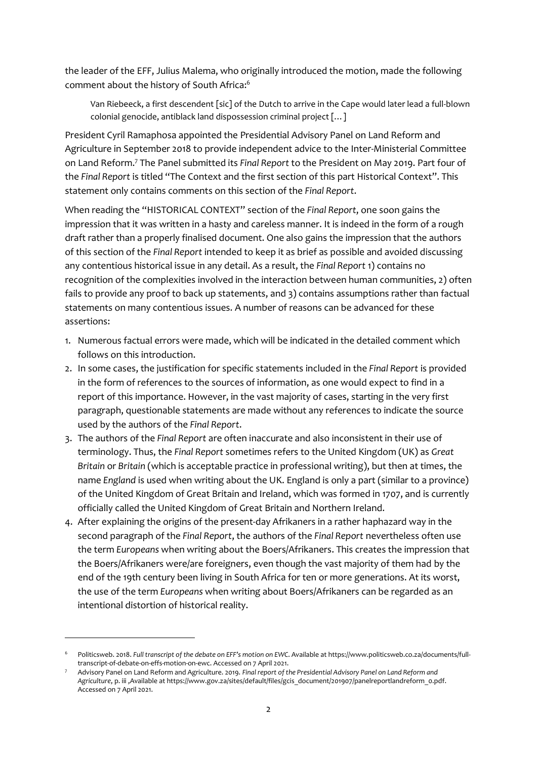the leader of the EFF, Julius Malema, who originally introduced the motion, made the following comment about the history of South Africa:[6]

> Van Riebeeck, a first descendent [sic] of the Dutch to arrive in the Cape would later lead a full-blown colonial genocide, antiblack land dispossession criminal project [...]

President Cyril Ramaphosa appointed the Presidential Advisory Panel on Land Reform and Agriculture in September 2018 to provide independent advice to the Inter-Ministerial Committee on Land Reform.[7] The Panel submitted its *Final Report* to the President on May 2019. Part four of the *Final Report* is titled "The Context and the first section of this part Historical Context". This statement only contains comments on this section of the *Final Report*.

When reading the "HISTORICAL CONTEXT" section of the *Final Report*, one soon gains the impression that it was written in a hasty and careless manner. It is indeed in the form of a rough draft rather than a properly finalised document. One also gains the impression that the authors of this section of the *Final Report* intended to keep it as brief as possible and avoided discussing any contentious historical issue in any detail. As a result, the *Final Report* 1) contains no recognition of the complexities involved in the interaction between human communities, 2) often fails to provide any proof to back up statements, and 3) contains assumptions rather than factual statements on many contentious issues. A number of reasons can be advanced for these assertions:

1. Numerous factual errors were made, which will be indicated in the detailed comment which follows on this introduction.
2. In some cases, the justification for specific statements included in the *Final Report* is provided in the form of references to the sources of information, as one would expect to find in a report of this importance. However, in the vast majority of cases, starting in the very first paragraph, questionable statements are made without any references to indicate the source used by the authors of the *Final Report*.
3. The authors of the *Final Report* are often inaccurate and also inconsistent in their use of terminology. Thus, the *Final Report* sometimes refers to the United Kingdom (UK) as *Great Britain* or *Britain* (which is acceptable practice in professional writing), but then at times, the name *England* is used when writing about the UK. England is only a part (similar to a province) of the United Kingdom of Great Britain and Ireland, which was formed in 1707, and is currently officially called the United Kingdom of Great Britain and Northern Ireland.
4. After explaining the origins of the present-day Afrikaners in a rather haphazard way in the second paragraph of the *Final Report*, the authors of the *Final Report* nevertheless often use the term *Europeans* when writing about the Boers/Afrikaners. This creates the impression that the Boers/Afrikaners were/are foreigners, even though the vast majority of them had by the end of the 19th century been living in South Africa for ten or more generations. At its worst, the use of the term *Europeans* when writing about Boers/Afrikaners can be regarded as an intentional distortion of historical reality.

---

[6] Politicsweb. 2018. *Full transcript of the debate on EFF's motion on EWC*. Available at https://www.politicsweb.co.za/documents/full-transcript-of-debate-on-effs-motion-on-ewc. Accessed on 7 April 2021.

[7] Advisory Panel on Land Reform and Agriculture. 2019. *Final report of the Presidential Advisory Panel on Land Reform and Agriculture*, p. iii ,Available at https://www.gov.za/sites/default/files/gcis_document/201907/panelreportlandreform_0.pdf. Accessed on 7 April 2021.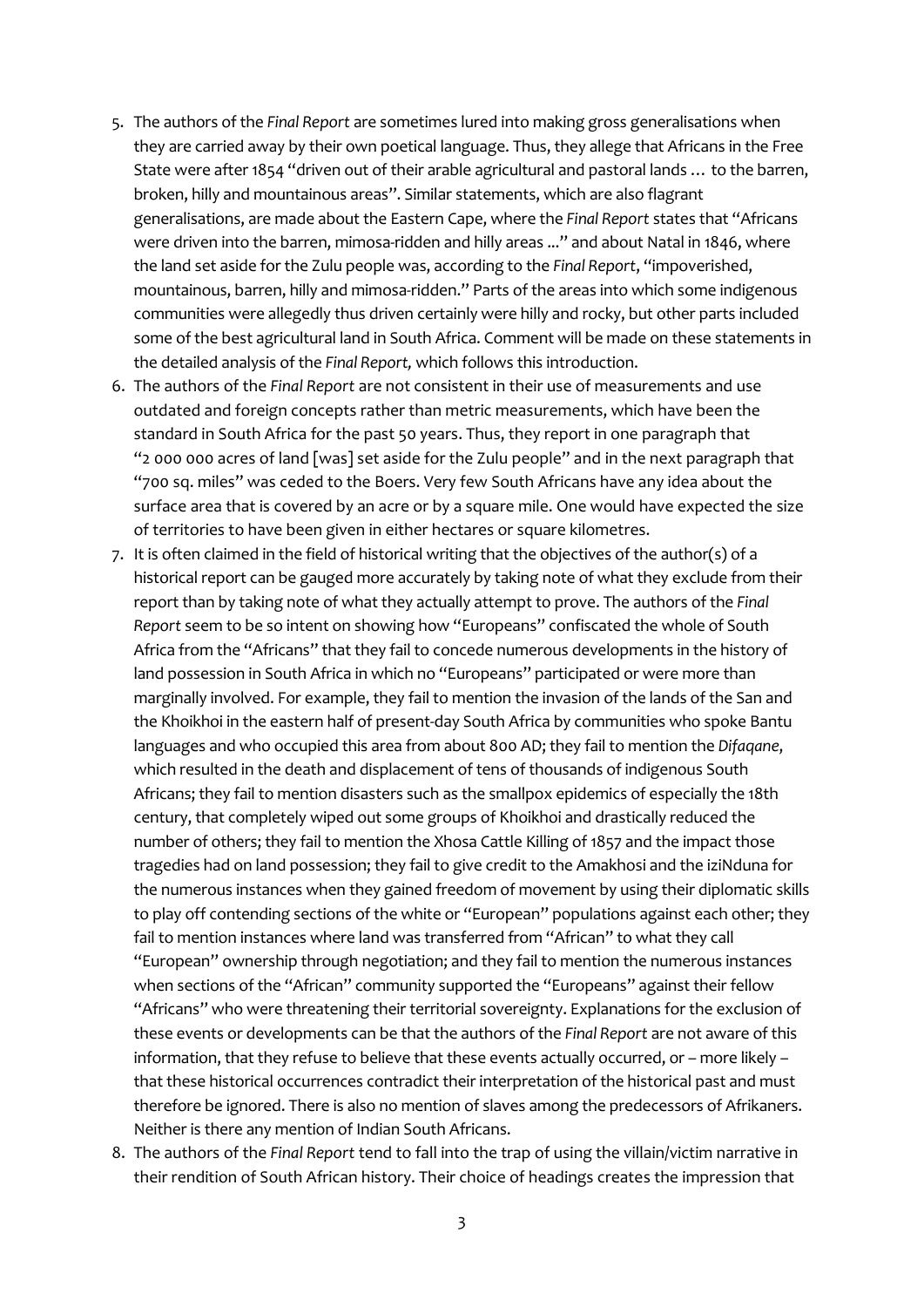5. The authors of the *Final Report* are sometimes lured into making gross generalisations when they are carried away by their own poetical language. Thus, they allege that Africans in the Free State were after 1854 "driven out of their arable agricultural and pastoral lands … to the barren, broken, hilly and mountainous areas". Similar statements, which are also flagrant generalisations, are made about the Eastern Cape, where the *Final Report* states that "Africans were driven into the barren, mimosa-ridden and hilly areas ..." and about Natal in 1846, where the land set aside for the Zulu people was, according to the *Final Report*, "impoverished, mountainous, barren, hilly and mimosa-ridden." Parts of the areas into which some indigenous communities were allegedly thus driven certainly were hilly and rocky, but other parts included some of the best agricultural land in South Africa. Comment will be made on these statements in the detailed analysis of the *Final Report,* which follows this introduction.
6. The authors of the *Final Report* are not consistent in their use of measurements and use outdated and foreign concepts rather than metric measurements, which have been the standard in South Africa for the past 50 years. Thus, they report in one paragraph that "2 000 000 acres of land [was] set aside for the Zulu people" and in the next paragraph that "700 sq. miles" was ceded to the Boers. Very few South Africans have any idea about the surface area that is covered by an acre or by a square mile. One would have expected the size of territories to have been given in either hectares or square kilometres.
7. It is often claimed in the field of historical writing that the objectives of the author(s) of a historical report can be gauged more accurately by taking note of what they exclude from their report than by taking note of what they actually attempt to prove. The authors of the *Final Report* seem to be so intent on showing how "Europeans" confiscated the whole of South Africa from the "Africans" that they fail to concede numerous developments in the history of land possession in South Africa in which no "Europeans" participated or were more than marginally involved. For example, they fail to mention the invasion of the lands of the San and the Khoikhoi in the eastern half of present-day South Africa by communities who spoke Bantu languages and who occupied this area from about 800 AD; they fail to mention the *Difaqane*, which resulted in the death and displacement of tens of thousands of indigenous South Africans; they fail to mention disasters such as the smallpox epidemics of especially the 18th century, that completely wiped out some groups of Khoikhoi and drastically reduced the number of others; they fail to mention the Xhosa Cattle Killing of 1857 and the impact those tragedies had on land possession; they fail to give credit to the Amakhosi and the iziNduna for the numerous instances when they gained freedom of movement by using their diplomatic skills to play off contending sections of the white or "European" populations against each other; they fail to mention instances where land was transferred from "African" to what they call "European" ownership through negotiation; and they fail to mention the numerous instances when sections of the "African" community supported the "Europeans" against their fellow "Africans" who were threatening their territorial sovereignty. Explanations for the exclusion of these events or developments can be that the authors of the *Final Report* are not aware of this information, that they refuse to believe that these events actually occurred, or – more likely – that these historical occurrences contradict their interpretation of the historical past and must therefore be ignored. There is also no mention of slaves among the predecessors of Afrikaners. Neither is there any mention of Indian South Africans.
8. The authors of the *Final Report* tend to fall into the trap of using the villain/victim narrative in their rendition of South African history. Their choice of headings creates the impression that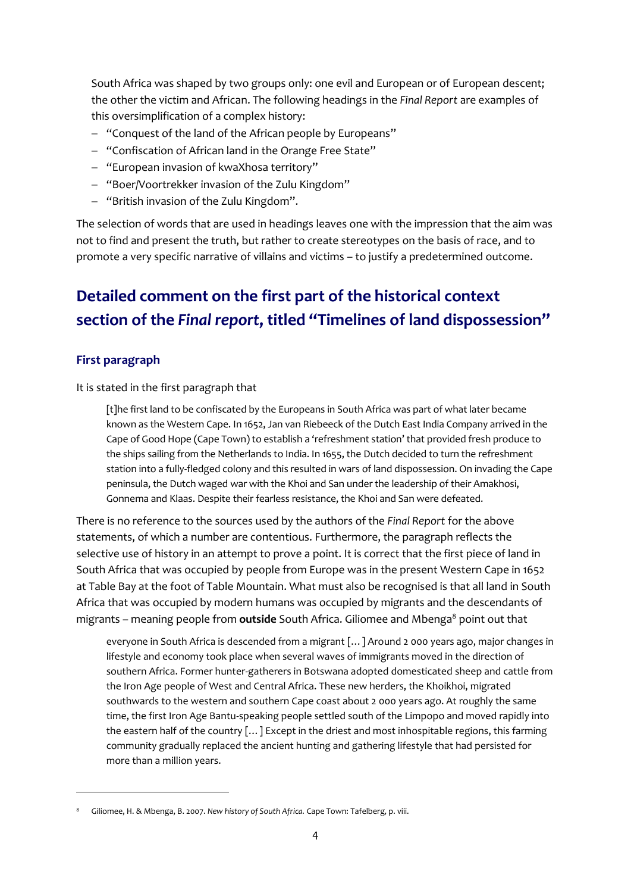South Africa was shaped by two groups only: one evil and European or of European descent; the other the victim and African. The following headings in the *Final Report* are examples of this oversimplification of a complex history:

- "Conquest of the land of the African people by Europeans"
- "Confiscation of African land in the Orange Free State"
- "European invasion of kwaXhosa territory"
- "Boer/Voortrekker invasion of the Zulu Kingdom"
- "British invasion of the Zulu Kingdom".

The selection of words that are used in headings leaves one with the impression that the aim was not to find and present the truth, but rather to create stereotypes on the basis of race, and to promote a very specific narrative of villains and victims – to justify a predetermined outcome.

## Detailed comment on the first part of the historical context section of the *Final report*, titled "Timelines of land dispossession"

### First paragraph

It is stated in the first paragraph that

> [t]he first land to be confiscated by the Europeans in South Africa was part of what later became known as the Western Cape. In 1652, Jan van Riebeeck of the Dutch East India Company arrived in the Cape of Good Hope (Cape Town) to establish a 'refreshment station' that provided fresh produce to the ships sailing from the Netherlands to India. In 1655, the Dutch decided to turn the refreshment station into a fully-fledged colony and this resulted in wars of land dispossession. On invading the Cape peninsula, the Dutch waged war with the Khoi and San under the leadership of their Amakhosi, Gonnema and Klaas. Despite their fearless resistance, the Khoi and San were defeated.

There is no reference to the sources used by the authors of the *Final Report* for the above statements, of which a number are contentious. Furthermore, the paragraph reflects the selective use of history in an attempt to prove a point. It is correct that the first piece of land in South Africa that was occupied by people from Europe was in the present Western Cape in 1652 at Table Bay at the foot of Table Mountain. What must also be recognised is that all land in South Africa that was occupied by modern humans was occupied by migrants and the descendants of migrants – meaning people from **outside** South Africa. Giliomee and Mbenga[8] point out that

> everyone in South Africa is descended from a migrant [...] Around 2 000 years ago, major changes in lifestyle and economy took place when several waves of immigrants moved in the direction of southern Africa. Former hunter-gatherers in Botswana adopted domesticated sheep and cattle from the Iron Age people of West and Central Africa. These new herders, the Khoikhoi, migrated southwards to the western and southern Cape coast about 2 000 years ago. At roughly the same time, the first Iron Age Bantu-speaking people settled south of the Limpopo and moved rapidly into the eastern half of the country [...] Except in the driest and most inhospitable regions, this farming community gradually replaced the ancient hunting and gathering lifestyle that had persisted for more than a million years.

[8] Giliomee, H. & Mbenga, B. 2007. *New history of South Africa.* Cape Town: Tafelberg, p. viii.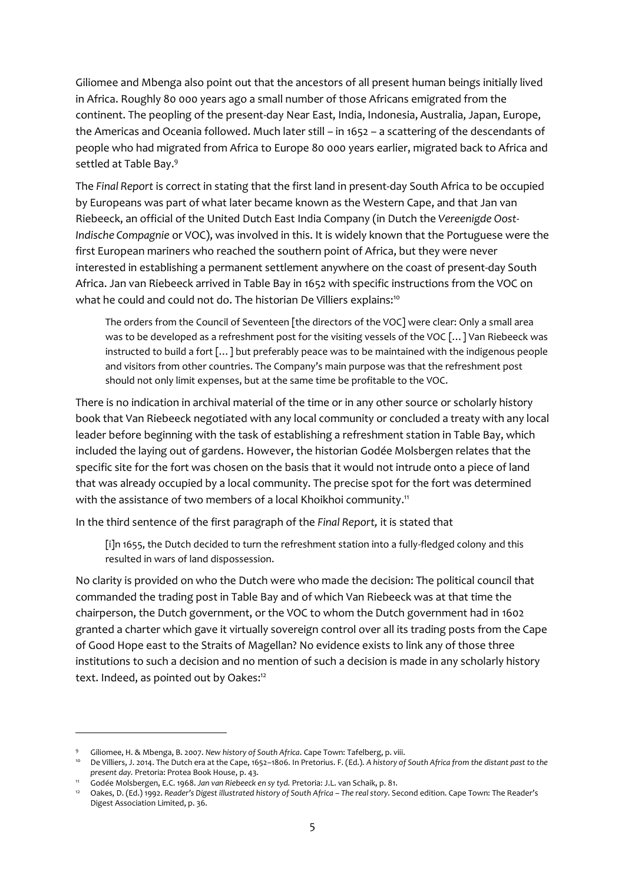Giliomee and Mbenga also point out that the ancestors of all present human beings initially lived in Africa. Roughly 80 000 years ago a small number of those Africans emigrated from the continent. The peopling of the present-day Near East, India, Indonesia, Australia, Japan, Europe, the Americas and Oceania followed. Much later still – in 1652 – a scattering of the descendants of people who had migrated from Africa to Europe 80 000 years earlier, migrated back to Africa and settled at Table Bay.[9]

The *Final Report* is correct in stating that the first land in present-day South Africa to be occupied by Europeans was part of what later became known as the Western Cape, and that Jan van Riebeeck, an official of the United Dutch East India Company (in Dutch the *Vereenigde Oost-Indische Compagnie* or VOC), was involved in this. It is widely known that the Portuguese were the first European mariners who reached the southern point of Africa, but they were never interested in establishing a permanent settlement anywhere on the coast of present-day South Africa. Jan van Riebeeck arrived in Table Bay in 1652 with specific instructions from the VOC on what he could and could not do. The historian De Villiers explains:[10]

> The orders from the Council of Seventeen [the directors of the VOC] were clear: Only a small area was to be developed as a refreshment post for the visiting vessels of the VOC [...] Van Riebeeck was instructed to build a fort [...] but preferably peace was to be maintained with the indigenous people and visitors from other countries. The Company's main purpose was that the refreshment post should not only limit expenses, but at the same time be profitable to the VOC.

There is no indication in archival material of the time or in any other source or scholarly history book that Van Riebeeck negotiated with any local community or concluded a treaty with any local leader before beginning with the task of establishing a refreshment station in Table Bay, which included the laying out of gardens. However, the historian Godée Molsbergen relates that the specific site for the fort was chosen on the basis that it would not intrude onto a piece of land that was already occupied by a local community. The precise spot for the fort was determined with the assistance of two members of a local Khoikhoi community.[11]

In the third sentence of the first paragraph of the *Final Report,* it is stated that

> [i]n 1655, the Dutch decided to turn the refreshment station into a fully-fledged colony and this resulted in wars of land dispossession.

No clarity is provided on who the Dutch were who made the decision: The political council that commanded the trading post in Table Bay and of which Van Riebeeck was at that time the chairperson, the Dutch government, or the VOC to whom the Dutch government had in 1602 granted a charter which gave it virtually sovereign control over all its trading posts from the Cape of Good Hope east to the Straits of Magellan? No evidence exists to link any of those three institutions to such a decision and no mention of such a decision is made in any scholarly history text. Indeed, as pointed out by Oakes:[12]

---

[9] Giliomee, H. & Mbenga, B. 2007. *New history of South Africa*. Cape Town: Tafelberg, p. viii.

[10] De Villiers, J. 2014. The Dutch era at the Cape, 1652–1806. In Pretorius. F. (Ed.). *A history of South Africa from the distant past to the present day.* Pretoria: Protea Book House, p. 43.

[11] Godée Molsbergen, E.C. 1968. *Jan van Riebeeck en sy tyd.* Pretoria: J.L. van Schaik, p. 81.

[12] Oakes, D. (Ed.) 1992. *Reader's Digest illustrated history of South Africa – The real story.* Second edition. Cape Town: The Reader's Digest Association Limited, p. 36.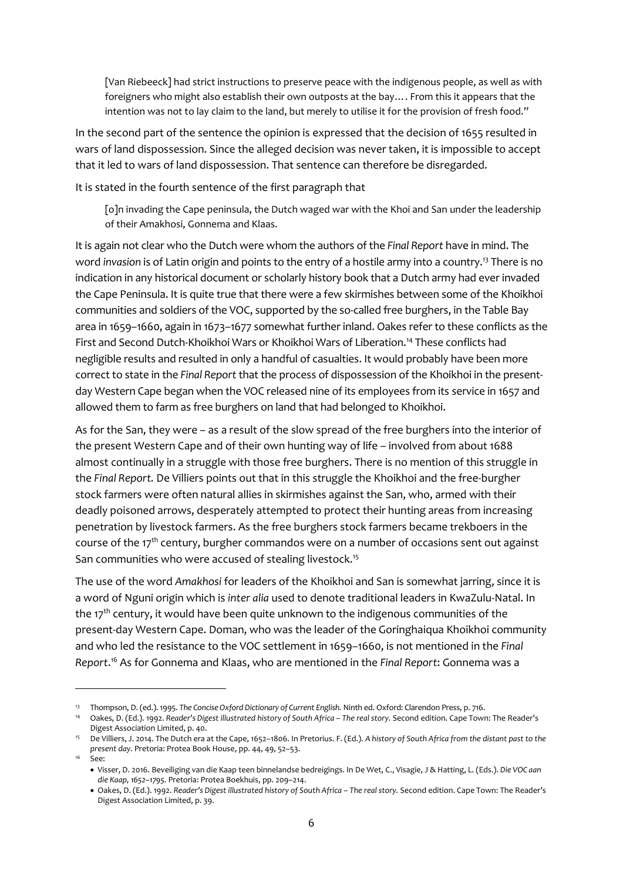> [Van Riebeeck] had strict instructions to preserve peace with the indigenous people, as well as with foreigners who might also establish their own outposts at the bay…. From this it appears that the intention was not to lay claim to the land, but merely to utilise it for the provision of fresh food."

In the second part of the sentence the opinion is expressed that the decision of 1655 resulted in wars of land dispossession. Since the alleged decision was never taken, it is impossible to accept that it led to wars of land dispossession. That sentence can therefore be disregarded.

It is stated in the fourth sentence of the first paragraph that

> [o]n invading the Cape peninsula, the Dutch waged war with the Khoi and San under the leadership of their Amakhosi, Gonnema and Klaas.

It is again not clear who the Dutch were whom the authors of the *Final Report* have in mind. The word *invasion* is of Latin origin and points to the entry of a hostile army into a country.[13] There is no indication in any historical document or scholarly history book that a Dutch army had ever invaded the Cape Peninsula. It is quite true that there were a few skirmishes between some of the Khoikhoi communities and soldiers of the VOC, supported by the so-called free burghers, in the Table Bay area in 1659–1660, again in 1673–1677 somewhat further inland. Oakes refer to these conflicts as the First and Second Dutch-Khoikhoi Wars or Khoikhoi Wars of Liberation.[14] These conflicts had negligible results and resulted in only a handful of casualties. It would probably have been more correct to state in the *Final Report* that the process of dispossession of the Khoikhoi in the present-day Western Cape began when the VOC released nine of its employees from its service in 1657 and allowed them to farm as free burghers on land that had belonged to Khoikhoi.

As for the San, they were – as a result of the slow spread of the free burghers into the interior of the present Western Cape and of their own hunting way of life – involved from about 1688 almost continually in a struggle with those free burghers. There is no mention of this struggle in the *Final Report.* De Villiers points out that in this struggle the Khoikhoi and the free-burgher stock farmers were often natural allies in skirmishes against the San, who, armed with their deadly poisoned arrows, desperately attempted to protect their hunting areas from increasing penetration by livestock farmers. As the free burghers stock farmers became trekboers in the course of the 17th century, burgher commandos were on a number of occasions sent out against San communities who were accused of stealing livestock.[15]

The use of the word *Amakhosi* for leaders of the Khoikhoi and San is somewhat jarring, since it is a word of Nguni origin which is *inter alia* used to denote traditional leaders in KwaZulu-Natal. In the 17th century, it would have been quite unknown to the indigenous communities of the present-day Western Cape. Doman, who was the leader of the Goringhaiqua Khoikhoi community and who led the resistance to the VOC settlement in 1659–1660, is not mentioned in the *Final Report*.[16] As for Gonnema and Klaas, who are mentioned in the *Final Report*: Gonnema was a

---

[13] Thompson, D. (ed.). 1995. *The Concise Oxford Dictionary of Current English.* Ninth ed. Oxford: Clarendon Press, p. 716.

[14] Oakes, D. (Ed.). 1992. *Reader's Digest illustrated history of South Africa – The real story.* Second edition. Cape Town: The Reader's Digest Association Limited, p. 40.

[15] De Villiers, J. 2014. The Dutch era at the Cape, 1652–1806. In Pretorius. F. (Ed.). *A history of South Africa from the distant past to the present day.* Pretoria: Protea Book House, pp. 44, 49, 52–53.

[16] See:

- Visser, D. 2016. Beveiliging van die Kaap teen binnelandse bedreigings. In De Wet, C., Visagie, J & Hatting, L. (Eds.). *Die VOC aan die Kaap, 1652–1795.* Pretoria: Protea Boekhuis, pp. 209–214.
- Oakes, D. (Ed.). 1992. *Reader's Digest illustrated history of South Africa – The real story.* Second edition. Cape Town: The Reader's Digest Association Limited, p. 39.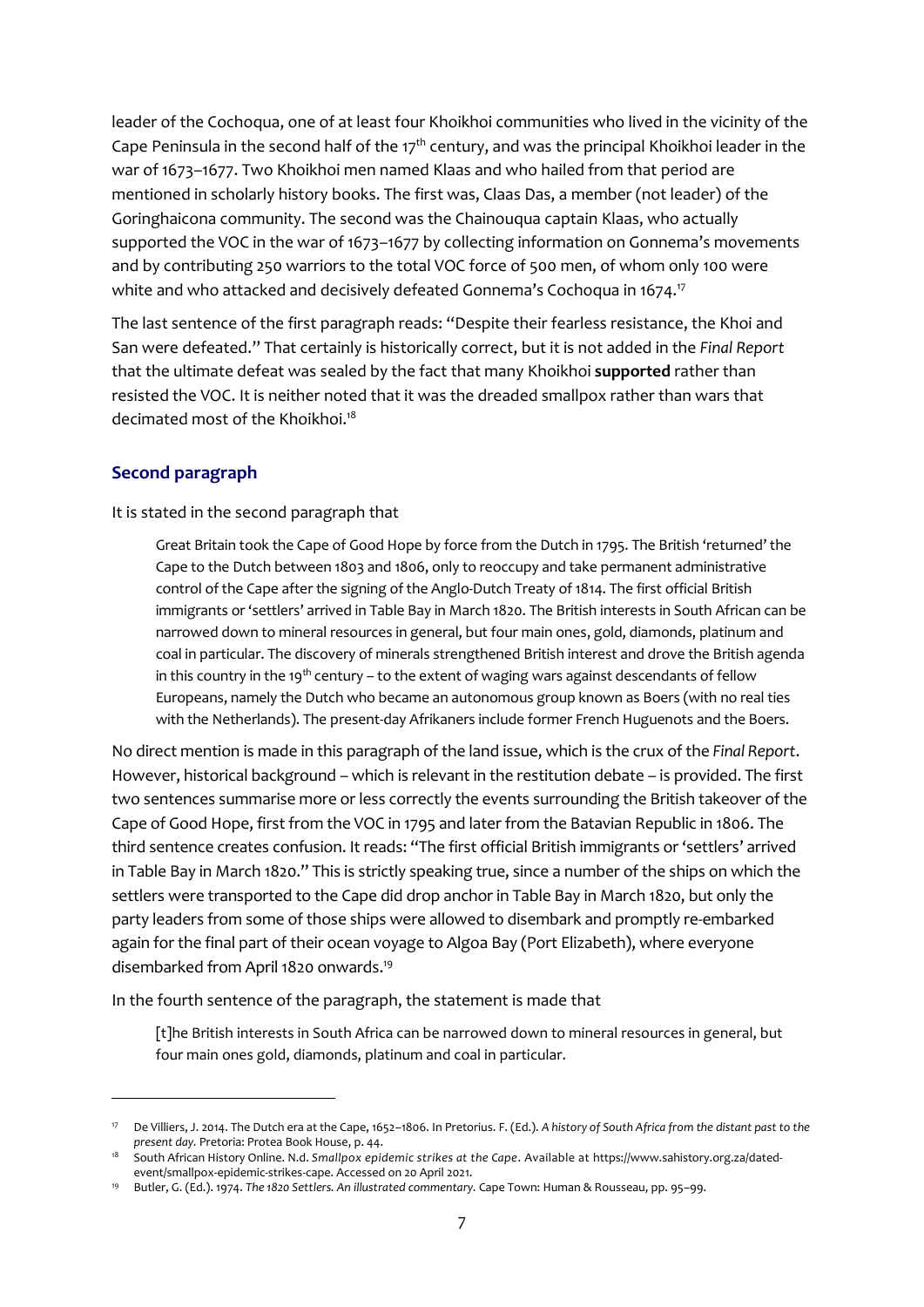leader of the Cochoqua, one of at least four Khoikhoi communities who lived in the vicinity of the Cape Peninsula in the second half of the 17th century, and was the principal Khoikhoi leader in the war of 1673–1677. Two Khoikhoi men named Klaas and who hailed from that period are mentioned in scholarly history books. The first was, Claas Das, a member (not leader) of the Goringhaicona community. The second was the Chainouqua captain Klaas, who actually supported the VOC in the war of 1673–1677 by collecting information on Gonnema's movements and by contributing 250 warriors to the total VOC force of 500 men, of whom only 100 were white and who attacked and decisively defeated Gonnema's Cochoqua in 1674.[17]

The last sentence of the first paragraph reads: "Despite their fearless resistance, the Khoi and San were defeated." That certainly is historically correct, but it is not added in the *Final Report* that the ultimate defeat was sealed by the fact that many Khoikhoi **supported** rather than resisted the VOC. It is neither noted that it was the dreaded smallpox rather than wars that decimated most of the Khoikhoi.[18]

## Second paragraph

It is stated in the second paragraph that

> Great Britain took the Cape of Good Hope by force from the Dutch in 1795. The British 'returned' the Cape to the Dutch between 1803 and 1806, only to reoccupy and take permanent administrative control of the Cape after the signing of the Anglo-Dutch Treaty of 1814. The first official British immigrants or 'settlers' arrived in Table Bay in March 1820. The British interests in South African can be narrowed down to mineral resources in general, but four main ones, gold, diamonds, platinum and coal in particular. The discovery of minerals strengthened British interest and drove the British agenda in this country in the 19th century – to the extent of waging wars against descendants of fellow Europeans, namely the Dutch who became an autonomous group known as Boers (with no real ties with the Netherlands). The present-day Afrikaners include former French Huguenots and the Boers.

No direct mention is made in this paragraph of the land issue, which is the crux of the *Final Report*. However, historical background – which is relevant in the restitution debate – is provided. The first two sentences summarise more or less correctly the events surrounding the British takeover of the Cape of Good Hope, first from the VOC in 1795 and later from the Batavian Republic in 1806. The third sentence creates confusion. It reads: "The first official British immigrants or 'settlers' arrived in Table Bay in March 1820." This is strictly speaking true, since a number of the ships on which the settlers were transported to the Cape did drop anchor in Table Bay in March 1820, but only the party leaders from some of those ships were allowed to disembark and promptly re-embarked again for the final part of their ocean voyage to Algoa Bay (Port Elizabeth), where everyone disembarked from April 1820 onwards.[19]

In the fourth sentence of the paragraph, the statement is made that

> [t]he British interests in South Africa can be narrowed down to mineral resources in general, but four main ones gold, diamonds, platinum and coal in particular.

---

[17] De Villiers, J. 2014. The Dutch era at the Cape, 1652–1806. In Pretorius. F. (Ed.). *A history of South Africa from the distant past to the present day*. Pretoria: Protea Book House, p. 44.

[18] South African History Online. N.d. *Smallpox epidemic strikes at the Cape*. Available at https://www.sahistory.org.za/dated-event/smallpox-epidemic-strikes-cape. Accessed on 20 April 2021.

[19] Butler, G. (Ed.). 1974. *The 1820 Settlers. An illustrated commentary*. Cape Town: Human & Rousseau, pp. 95–99.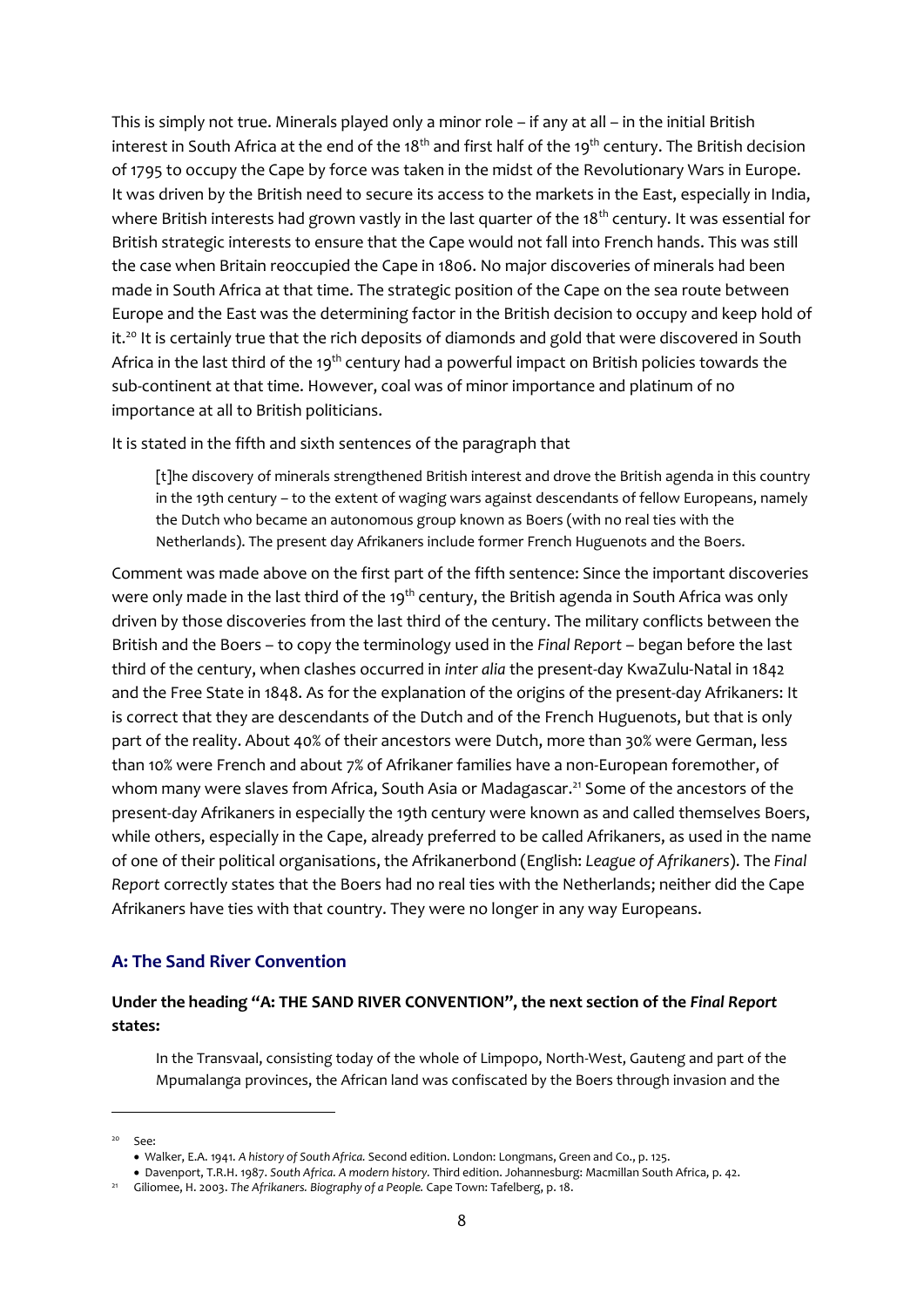This is simply not true. Minerals played only a minor role – if any at all – in the initial British interest in South Africa at the end of the 18th and first half of the 19th century. The British decision of 1795 to occupy the Cape by force was taken in the midst of the Revolutionary Wars in Europe. It was driven by the British need to secure its access to the markets in the East, especially in India, where British interests had grown vastly in the last quarter of the 18th century. It was essential for British strategic interests to ensure that the Cape would not fall into French hands. This was still the case when Britain reoccupied the Cape in 1806. No major discoveries of minerals had been made in South Africa at that time. The strategic position of the Cape on the sea route between Europe and the East was the determining factor in the British decision to occupy and keep hold of it.[20] It is certainly true that the rich deposits of diamonds and gold that were discovered in South Africa in the last third of the 19th century had a powerful impact on British policies towards the sub-continent at that time. However, coal was of minor importance and platinum of no importance at all to British politicians.

It is stated in the fifth and sixth sentences of the paragraph that

> [t]he discovery of minerals strengthened British interest and drove the British agenda in this country in the 19th century – to the extent of waging wars against descendants of fellow Europeans, namely the Dutch who became an autonomous group known as Boers (with no real ties with the Netherlands). The present day Afrikaners include former French Huguenots and the Boers.

Comment was made above on the first part of the fifth sentence: Since the important discoveries were only made in the last third of the 19th century, the British agenda in South Africa was only driven by those discoveries from the last third of the century. The military conflicts between the British and the Boers – to copy the terminology used in the *Final Report* – began before the last third of the century, when clashes occurred in *inter alia* the present-day KwaZulu-Natal in 1842 and the Free State in 1848. As for the explanation of the origins of the present-day Afrikaners: It is correct that they are descendants of the Dutch and of the French Huguenots, but that is only part of the reality. About 40% of their ancestors were Dutch, more than 30% were German, less than 10% were French and about 7% of Afrikaner families have a non-European foremother, of whom many were slaves from Africa, South Asia or Madagascar.[21] Some of the ancestors of the present-day Afrikaners in especially the 19th century were known as and called themselves Boers, while others, especially in the Cape, already preferred to be called Afrikaners, as used in the name of one of their political organisations, the Afrikanerbond (English: *League of Afrikaners*). The *Final Report* correctly states that the Boers had no real ties with the Netherlands; neither did the Cape Afrikaners have ties with that country. They were no longer in any way Europeans.

### A: The Sand River Convention

**Under the heading "A: THE SAND RIVER CONVENTION", the next section of the *Final Report* states:**

> In the Transvaal, consisting today of the whole of Limpopo, North-West, Gauteng and part of the Mpumalanga provinces, the African land was confiscated by the Boers through invasion and the

---

[20] See:
- Walker, E.A. 1941. *A history of South Africa.* Second edition. London: Longmans, Green and Co., p. 125.
- Davenport, T.R.H. 1987. *South Africa. A modern history.* Third edition. Johannesburg: Macmillan South Africa, p. 42.

[21] Giliomee, H. 2003. *The Afrikaners. Biography of a People.* Cape Town: Tafelberg, p. 18.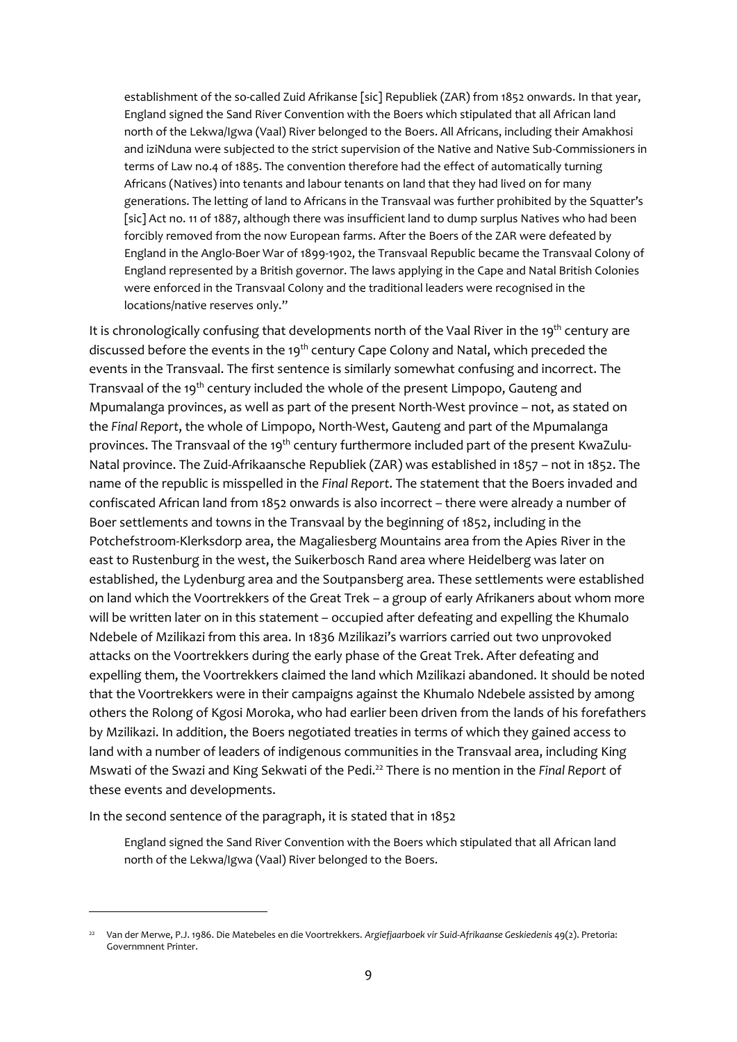> establishment of the so-called Zuid Afrikanse [sic] Republiek (ZAR) from 1852 onwards. In that year, England signed the Sand River Convention with the Boers which stipulated that all African land north of the Lekwa/Igwa (Vaal) River belonged to the Boers. All Africans, including their Amakhosi and iziNduna were subjected to the strict supervision of the Native and Native Sub-Commissioners in terms of Law no.4 of 1885. The convention therefore had the effect of automatically turning Africans (Natives) into tenants and labour tenants on land that they had lived on for many generations. The letting of land to Africans in the Transvaal was further prohibited by the Squatter's [sic] Act no. 11 of 1887, although there was insufficient land to dump surplus Natives who had been forcibly removed from the now European farms. After the Boers of the ZAR were defeated by England in the Anglo-Boer War of 1899-1902, the Transvaal Republic became the Transvaal Colony of England represented by a British governor. The laws applying in the Cape and Natal British Colonies were enforced in the Transvaal Colony and the traditional leaders were recognised in the locations/native reserves only."

It is chronologically confusing that developments north of the Vaal River in the 19th century are discussed before the events in the 19th century Cape Colony and Natal, which preceded the events in the Transvaal. The first sentence is similarly somewhat confusing and incorrect. The Transvaal of the 19th century included the whole of the present Limpopo, Gauteng and Mpumalanga provinces, as well as part of the present North-West province – not, as stated on the *Final Report*, the whole of Limpopo, North-West, Gauteng and part of the Mpumalanga provinces. The Transvaal of the 19th century furthermore included part of the present KwaZulu-Natal province. The Zuid-Afrikaansche Republiek (ZAR) was established in 1857 – not in 1852. The name of the republic is misspelled in the *Final Report*. The statement that the Boers invaded and confiscated African land from 1852 onwards is also incorrect – there were already a number of Boer settlements and towns in the Transvaal by the beginning of 1852, including in the Potchefstroom-Klerksdorp area, the Magaliesberg Mountains area from the Apies River in the east to Rustenburg in the west, the Suikerbosch Rand area where Heidelberg was later on established, the Lydenburg area and the Soutpansberg area. These settlements were established on land which the Voortrekkers of the Great Trek – a group of early Afrikaners about whom more will be written later on in this statement – occupied after defeating and expelling the Khumalo Ndebele of Mzilikazi from this area. In 1836 Mzilikazi's warriors carried out two unprovoked attacks on the Voortrekkers during the early phase of the Great Trek. After defeating and expelling them, the Voortrekkers claimed the land which Mzilikazi abandoned. It should be noted that the Voortrekkers were in their campaigns against the Khumalo Ndebele assisted by among others the Rolong of Kgosi Moroka, who had earlier been driven from the lands of his forefathers by Mzilikazi. In addition, the Boers negotiated treaties in terms of which they gained access to land with a number of leaders of indigenous communities in the Transvaal area, including King Mswati of the Swazi and King Sekwati of the Pedi.[22] There is no mention in the *Final Report* of these events and developments.

In the second sentence of the paragraph, it is stated that in 1852

> England signed the Sand River Convention with the Boers which stipulated that all African land north of the Lekwa/Igwa (Vaal) River belonged to the Boers.

[22] Van der Merwe, P.J. 1986. Die Matebeles en die Voortrekkers. *Argiefjaarboek vir Suid-Afrikaanse Geskiedenis* 49(2). Pretoria: Governmnent Printer.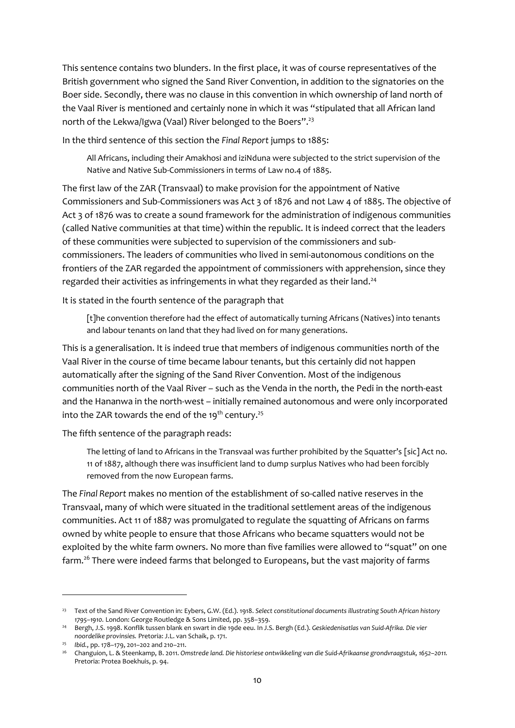This sentence contains two blunders. In the first place, it was of course representatives of the British government who signed the Sand River Convention, in addition to the signatories on the Boer side. Secondly, there was no clause in this convention in which ownership of land north of the Vaal River is mentioned and certainly none in which it was "stipulated that all African land north of the Lekwa/Igwa (Vaal) River belonged to the Boers".[23]

In the third sentence of this section the *Final Report* jumps to 1885:

> All Africans, including their Amakhosi and iziNduna were subjected to the strict supervision of the Native and Native Sub-Commissioners in terms of Law no.4 of 1885.

The first law of the ZAR (Transvaal) to make provision for the appointment of Native Commissioners and Sub-Commissioners was Act 3 of 1876 and not Law 4 of 1885. The objective of Act 3 of 1876 was to create a sound framework for the administration of indigenous communities (called Native communities at that time) within the republic. It is indeed correct that the leaders of these communities were subjected to supervision of the commissioners and sub-commissioners. The leaders of communities who lived in semi-autonomous conditions on the frontiers of the ZAR regarded the appointment of commissioners with apprehension, since they regarded their activities as infringements in what they regarded as their land.[24]

It is stated in the fourth sentence of the paragraph that

> [t]he convention therefore had the effect of automatically turning Africans (Natives) into tenants and labour tenants on land that they had lived on for many generations.

This is a generalisation. It is indeed true that members of indigenous communities north of the Vaal River in the course of time became labour tenants, but this certainly did not happen automatically after the signing of the Sand River Convention. Most of the indigenous communities north of the Vaal River – such as the Venda in the north, the Pedi in the north-east and the Hananwa in the north-west – initially remained autonomous and were only incorporated into the ZAR towards the end of the 19th century.[25]

The fifth sentence of the paragraph reads:

> The letting of land to Africans in the Transvaal was further prohibited by the Squatter's [sic] Act no. 11 of 1887, although there was insufficient land to dump surplus Natives who had been forcibly removed from the now European farms.

The *Final Report* makes no mention of the establishment of so-called native reserves in the Transvaal, many of which were situated in the traditional settlement areas of the indigenous communities. Act 11 of 1887 was promulgated to regulate the squatting of Africans on farms owned by white people to ensure that those Africans who became squatters would not be exploited by the white farm owners. No more than five families were allowed to "squat" on one farm.[26] There were indeed farms that belonged to Europeans, but the vast majority of farms

---

[23] Text of the Sand River Convention in: Eybers, G.W. (Ed.). 1918. *Select constitutional documents illustrating South African history 1795–1910.* London: George Routledge & Sons Limited, pp. 358–359.

[24] Bergh, J.S. 1998. Konflik tussen blank en swart in die 19de eeu. In J.S. Bergh (Ed.). *Geskiedenisatlas van Suid-Afrika. Die vier noordelike provinsies.* Pretoria: J.L. van Schaik, p. 171.

[25] *Ibid.*, pp. 178–179, 201–202 and 210–211.

[26] Changuion, L. & Steenkamp, B. 2011. *Omstrede land. Die historiese ontwikkeling van die Suid-Afrikaanse grondvraagstuk, 1652–2011.* Pretoria: Protea Boekhuis, p. 94.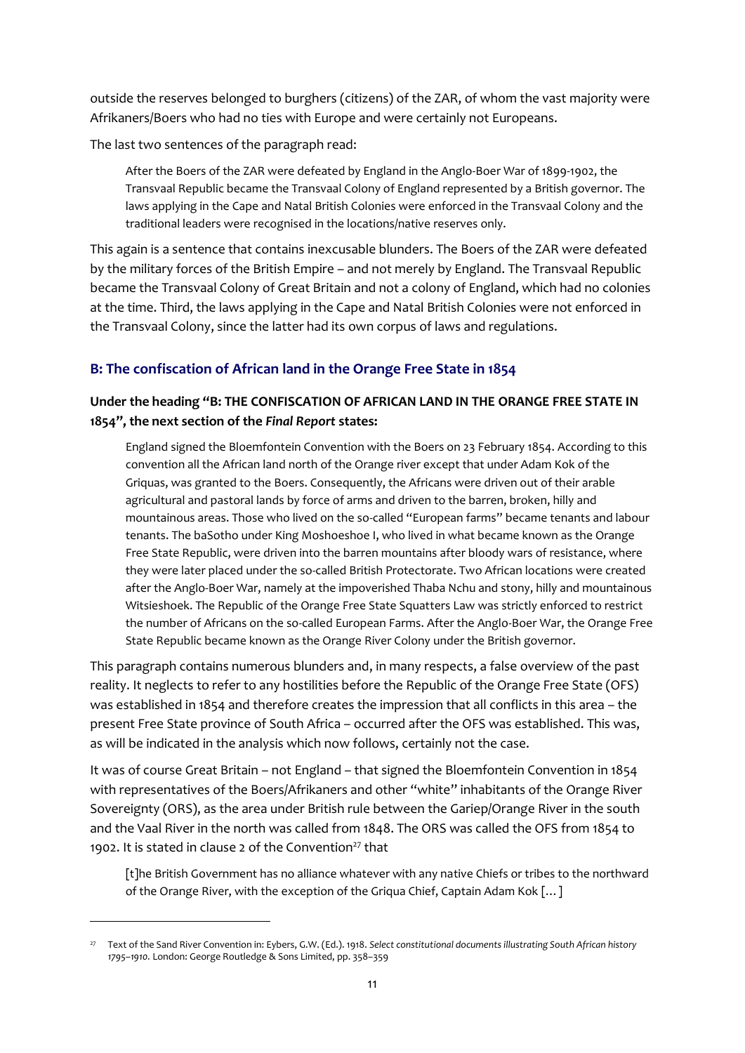outside the reserves belonged to burghers (citizens) of the ZAR, of whom the vast majority were Afrikaners/Boers who had no ties with Europe and were certainly not Europeans.

The last two sentences of the paragraph read:

> After the Boers of the ZAR were defeated by England in the Anglo-Boer War of 1899-1902, the Transvaal Republic became the Transvaal Colony of England represented by a British governor. The laws applying in the Cape and Natal British Colonies were enforced in the Transvaal Colony and the traditional leaders were recognised in the locations/native reserves only.

This again is a sentence that contains inexcusable blunders. The Boers of the ZAR were defeated by the military forces of the British Empire – and not merely by England. The Transvaal Republic became the Transvaal Colony of Great Britain and not a colony of England, which had no colonies at the time. Third, the laws applying in the Cape and Natal British Colonies were not enforced in the Transvaal Colony, since the latter had its own corpus of laws and regulations.

## B: The confiscation of African land in the Orange Free State in 1854

### Under the heading "B: THE CONFISCATION OF AFRICAN LAND IN THE ORANGE FREE STATE IN 1854", the next section of the *Final Report* states:

> England signed the Bloemfontein Convention with the Boers on 23 February 1854. According to this convention all the African land north of the Orange river except that under Adam Kok of the Griquas, was granted to the Boers. Consequently, the Africans were driven out of their arable agricultural and pastoral lands by force of arms and driven to the barren, broken, hilly and mountainous areas. Those who lived on the so-called "European farms" became tenants and labour tenants. The baSotho under King Moshoeshoe I, who lived in what became known as the Orange Free State Republic, were driven into the barren mountains after bloody wars of resistance, where they were later placed under the so-called British Protectorate. Two African locations were created after the Anglo-Boer War, namely at the impoverished Thaba Nchu and stony, hilly and mountainous Witsieshoek. The Republic of the Orange Free State Squatters Law was strictly enforced to restrict the number of Africans on the so-called European Farms. After the Anglo-Boer War, the Orange Free State Republic became known as the Orange River Colony under the British governor.

This paragraph contains numerous blunders and, in many respects, a false overview of the past reality. It neglects to refer to any hostilities before the Republic of the Orange Free State (OFS) was established in 1854 and therefore creates the impression that all conflicts in this area – the present Free State province of South Africa – occurred after the OFS was established. This was, as will be indicated in the analysis which now follows, certainly not the case.

It was of course Great Britain – not England – that signed the Bloemfontein Convention in 1854 with representatives of the Boers/Afrikaners and other "white" inhabitants of the Orange River Sovereignty (ORS), as the area under British rule between the Gariep/Orange River in the south and the Vaal River in the north was called from 1848. The ORS was called the OFS from 1854 to 1902. It is stated in clause 2 of the Convention[27] that

> [t]he British Government has no alliance whatever with any native Chiefs or tribes to the northward of the Orange River, with the exception of the Griqua Chief, Captain Adam Kok [...]

[27] Text of the Sand River Convention in: Eybers, G.W. (Ed.). 1918. *Select constitutional documents illustrating South African history 1795–1910*. London: George Routledge & Sons Limited, pp. 358–359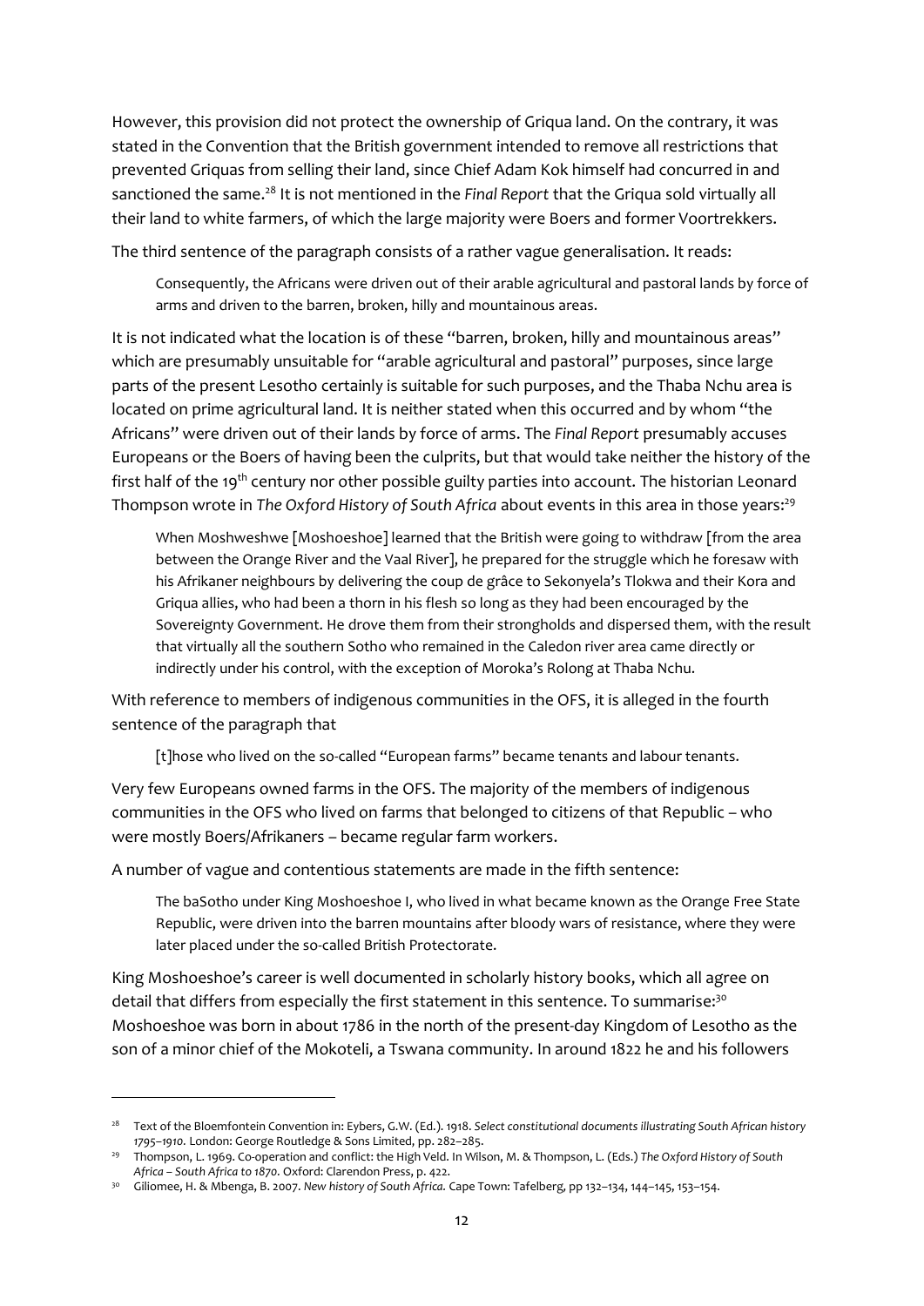However, this provision did not protect the ownership of Griqua land. On the contrary, it was stated in the Convention that the British government intended to remove all restrictions that prevented Griquas from selling their land, since Chief Adam Kok himself had concurred in and sanctioned the same.[28] It is not mentioned in the *Final Report* that the Griqua sold virtually all their land to white farmers, of which the large majority were Boers and former Voortrekkers.

The third sentence of the paragraph consists of a rather vague generalisation. It reads:

> Consequently, the Africans were driven out of their arable agricultural and pastoral lands by force of arms and driven to the barren, broken, hilly and mountainous areas.

It is not indicated what the location is of these "barren, broken, hilly and mountainous areas" which are presumably unsuitable for "arable agricultural and pastoral" purposes, since large parts of the present Lesotho certainly is suitable for such purposes, and the Thaba Nchu area is located on prime agricultural land. It is neither stated when this occurred and by whom "the Africans" were driven out of their lands by force of arms. The *Final Report* presumably accuses Europeans or the Boers of having been the culprits, but that would take neither the history of the first half of the 19th century nor other possible guilty parties into account. The historian Leonard Thompson wrote in *The Oxford History of South Africa* about events in this area in those years:[29]

> When Moshweshwe [Moshoeshoe] learned that the British were going to withdraw [from the area between the Orange River and the Vaal River], he prepared for the struggle which he foresaw with his Afrikaner neighbours by delivering the coup de grâce to Sekonyela's Tlokwa and their Kora and Griqua allies, who had been a thorn in his flesh so long as they had been encouraged by the Sovereignty Government. He drove them from their strongholds and dispersed them, with the result that virtually all the southern Sotho who remained in the Caledon river area came directly or indirectly under his control, with the exception of Moroka's Rolong at Thaba Nchu.

With reference to members of indigenous communities in the OFS, it is alleged in the fourth sentence of the paragraph that

> [t]hose who lived on the so-called "European farms" became tenants and labour tenants.

Very few Europeans owned farms in the OFS. The majority of the members of indigenous communities in the OFS who lived on farms that belonged to citizens of that Republic – who were mostly Boers/Afrikaners – became regular farm workers.

A number of vague and contentious statements are made in the fifth sentence:

> The baSotho under King Moshoeshoe I, who lived in what became known as the Orange Free State Republic, were driven into the barren mountains after bloody wars of resistance, where they were later placed under the so-called British Protectorate.

King Moshoeshoe's career is well documented in scholarly history books, which all agree on detail that differs from especially the first statement in this sentence. To summarise:[30] Moshoeshoe was born in about 1786 in the north of the present-day Kingdom of Lesotho as the son of a minor chief of the Mokoteli, a Tswana community. In around 1822 he and his followers

---

[28] Text of the Bloemfontein Convention in: Eybers, G.W. (Ed.). 1918. *Select constitutional documents illustrating South African history 1795–1910.* London: George Routledge & Sons Limited, pp. 282–285.

[29] Thompson, L. 1969. Co-operation and conflict: the High Veld. In Wilson, M. & Thompson, L. (Eds.) *The Oxford History of South Africa – South Africa to 1870.* Oxford: Clarendon Press, p. 422.

[30] Giliomee, H. & Mbenga, B. 2007. *New history of South Africa.* Cape Town: Tafelberg, pp 132–134, 144–145, 153–154.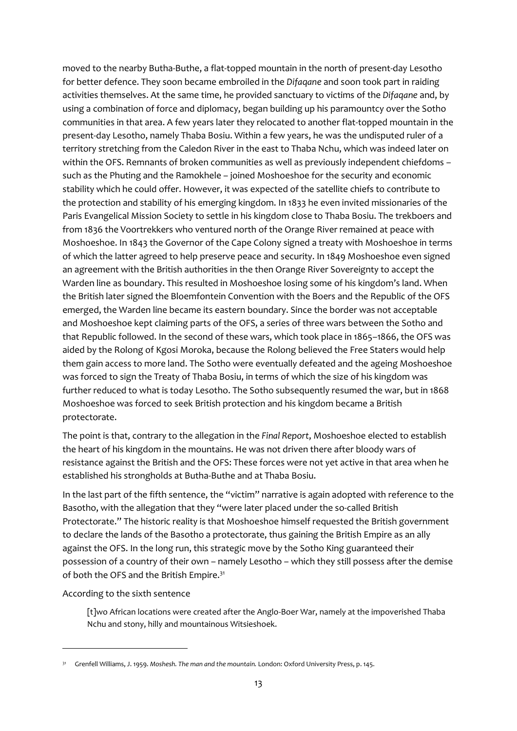moved to the nearby Butha-Buthe, a flat-topped mountain in the north of present-day Lesotho for better defence. They soon became embroiled in the *Difaqane* and soon took part in raiding activities themselves. At the same time, he provided sanctuary to victims of the *Difaqane* and, by using a combination of force and diplomacy, began building up his paramountcy over the Sotho communities in that area. A few years later they relocated to another flat-topped mountain in the present-day Lesotho, namely Thaba Bosiu. Within a few years, he was the undisputed ruler of a territory stretching from the Caledon River in the east to Thaba Nchu, which was indeed later on within the OFS. Remnants of broken communities as well as previously independent chiefdoms – such as the Phuting and the Ramokhele – joined Moshoeshoe for the security and economic stability which he could offer. However, it was expected of the satellite chiefs to contribute to the protection and stability of his emerging kingdom. In 1833 he even invited missionaries of the Paris Evangelical Mission Society to settle in his kingdom close to Thaba Bosiu. The trekboers and from 1836 the Voortrekkers who ventured north of the Orange River remained at peace with Moshoeshoe. In 1843 the Governor of the Cape Colony signed a treaty with Moshoeshoe in terms of which the latter agreed to help preserve peace and security. In 1849 Moshoeshoe even signed an agreement with the British authorities in the then Orange River Sovereignty to accept the Warden line as boundary. This resulted in Moshoeshoe losing some of his kingdom's land. When the British later signed the Bloemfontein Convention with the Boers and the Republic of the OFS emerged, the Warden line became its eastern boundary. Since the border was not acceptable and Moshoeshoe kept claiming parts of the OFS, a series of three wars between the Sotho and that Republic followed. In the second of these wars, which took place in 1865–1866, the OFS was aided by the Rolong of Kgosi Moroka, because the Rolong believed the Free Staters would help them gain access to more land. The Sotho were eventually defeated and the ageing Moshoeshoe was forced to sign the Treaty of Thaba Bosiu, in terms of which the size of his kingdom was further reduced to what is today Lesotho. The Sotho subsequently resumed the war, but in 1868 Moshoeshoe was forced to seek British protection and his kingdom became a British protectorate.

The point is that, contrary to the allegation in the *Final Report*, Moshoeshoe elected to establish the heart of his kingdom in the mountains. He was not driven there after bloody wars of resistance against the British and the OFS: These forces were not yet active in that area when he established his strongholds at Butha-Buthe and at Thaba Bosiu.

In the last part of the fifth sentence, the "victim" narrative is again adopted with reference to the Basotho, with the allegation that they "were later placed under the so-called British Protectorate." The historic reality is that Moshoeshoe himself requested the British government to declare the lands of the Basotho a protectorate, thus gaining the British Empire as an ally against the OFS. In the long run, this strategic move by the Sotho King guaranteed their possession of a country of their own – namely Lesotho – which they still possess after the demise of both the OFS and the British Empire.[31]

According to the sixth sentence

> [t]wo African locations were created after the Anglo-Boer War, namely at the impoverished Thaba Nchu and stony, hilly and mountainous Witsieshoek.

---

[31] Grenfell Williams, J. 1959. *Moshesh. The man and the mountain.* London: Oxford University Press, p. 145.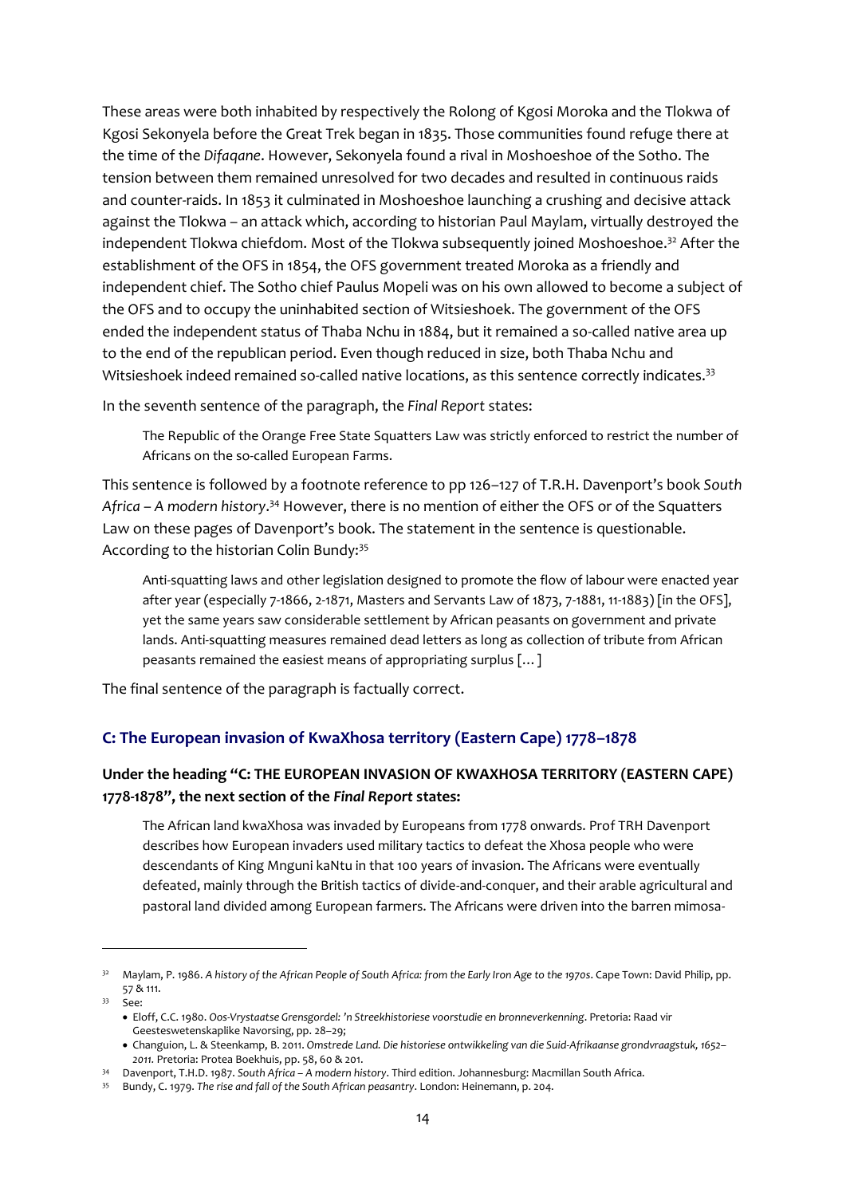These areas were both inhabited by respectively the Rolong of Kgosi Moroka and the Tlokwa of Kgosi Sekonyela before the Great Trek began in 1835. Those communities found refuge there at the time of the *Difaqane*. However, Sekonyela found a rival in Moshoeshoe of the Sotho. The tension between them remained unresolved for two decades and resulted in continuous raids and counter-raids. In 1853 it culminated in Moshoeshoe launching a crushing and decisive attack against the Tlokwa – an attack which, according to historian Paul Maylam, virtually destroyed the independent Tlokwa chiefdom. Most of the Tlokwa subsequently joined Moshoeshoe.[32] After the establishment of the OFS in 1854, the OFS government treated Moroka as a friendly and independent chief. The Sotho chief Paulus Mopeli was on his own allowed to become a subject of the OFS and to occupy the uninhabited section of Witsieshoek. The government of the OFS ended the independent status of Thaba Nchu in 1884, but it remained a so-called native area up to the end of the republican period. Even though reduced in size, both Thaba Nchu and Witsieshoek indeed remained so-called native locations, as this sentence correctly indicates.[33]

In the seventh sentence of the paragraph, the *Final Report* states:

> The Republic of the Orange Free State Squatters Law was strictly enforced to restrict the number of Africans on the so-called European Farms.

This sentence is followed by a footnote reference to pp 126–127 of T.R.H. Davenport's book *South Africa – A modern history*.[34] However, there is no mention of either the OFS or of the Squatters Law on these pages of Davenport's book. The statement in the sentence is questionable. According to the historian Colin Bundy:[35]

> Anti-squatting laws and other legislation designed to promote the flow of labour were enacted year after year (especially 7-1866, 2-1871, Masters and Servants Law of 1873, 7-1881, 11-1883) [in the OFS], yet the same years saw considerable settlement by African peasants on government and private lands. Anti-squatting measures remained dead letters as long as collection of tribute from African peasants remained the easiest means of appropriating surplus […]

The final sentence of the paragraph is factually correct.

## C: The European invasion of KwaXhosa territory (Eastern Cape) 1778–1878

### Under the heading "C: THE EUROPEAN INVASION OF KWAXHOSA TERRITORY (EASTERN CAPE) 1778-1878", the next section of the *Final Report* states:

> The African land kwaXhosa was invaded by Europeans from 1778 onwards. Prof TRH Davenport describes how European invaders used military tactics to defeat the Xhosa people who were descendants of King Mnguni kaNtu in that 100 years of invasion. The Africans were eventually defeated, mainly through the British tactics of divide-and-conquer, and their arable agricultural and pastoral land divided among European farmers. The Africans were driven into the barren mimosa-

---

[32] Maylam, P. 1986. *A history of the African People of South Africa: from the Early Iron Age to the 1970s*. Cape Town: David Philip, pp. 57 & 111.

[33] See:
- Eloff, C.C. 1980. *Oos-Vrystaatse Grensgordel: 'n Streekhistoriese voorstudie en bronneverkenning*. Pretoria: Raad vir Geesteswetenskaplike Navorsing, pp. 28–29;
- Changuion, L. & Steenkamp, B. 2011. *Omstrede Land. Die historiese ontwikkeling van die Suid-Afrikaanse grondvraagstuk, 1652–2011.* Pretoria: Protea Boekhuis, pp. 58, 60 & 201.

[34] Davenport, T.H.D. 1987. *South Africa – A modern history*. Third edition. Johannesburg: Macmillan South Africa.

[35] Bundy, C. 1979. *The rise and fall of the South African peasantry*. London: Heinemann, p. 204.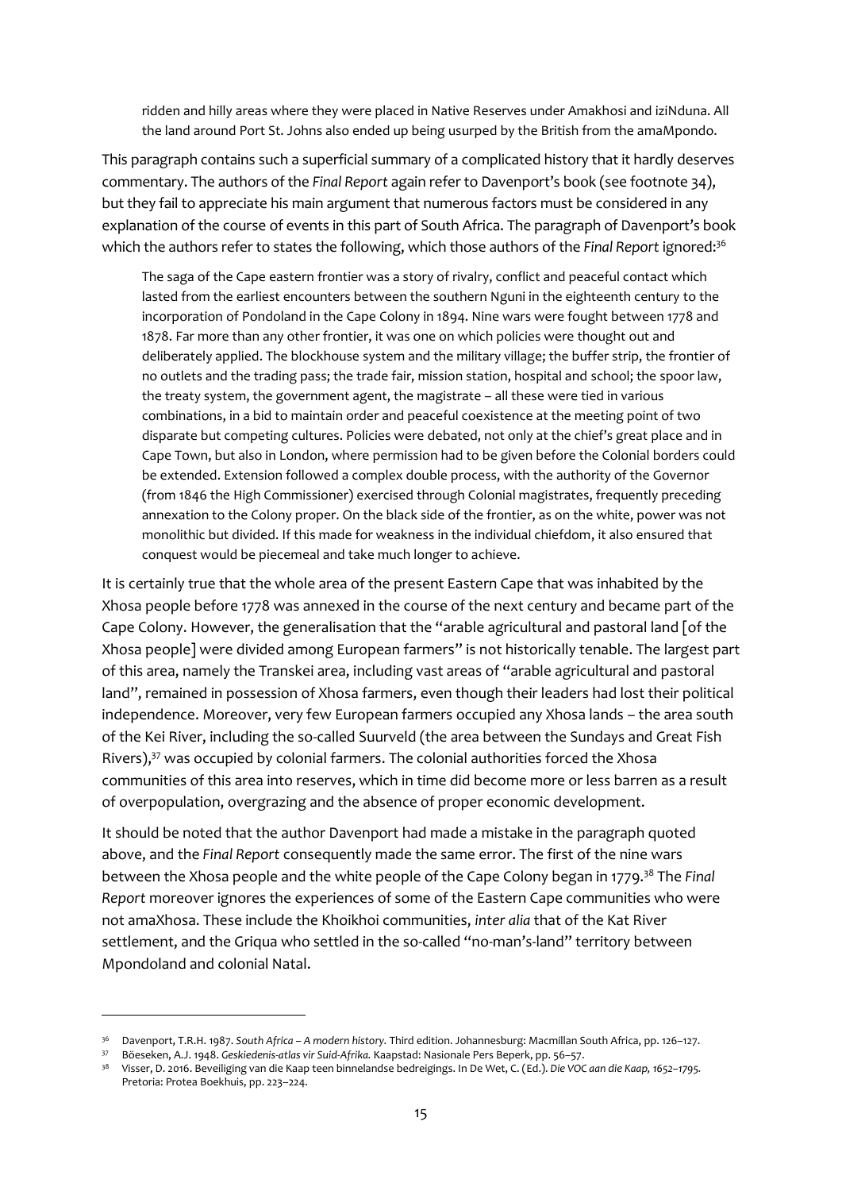> ridden and hilly areas where they were placed in Native Reserves under Amakhosi and iziNduna. All the land around Port St. Johns also ended up being usurped by the British from the amaMpondo.

This paragraph contains such a superficial summary of a complicated history that it hardly deserves commentary. The authors of the *Final Report* again refer to Davenport's book (see footnote 34), but they fail to appreciate his main argument that numerous factors must be considered in any explanation of the course of events in this part of South Africa. The paragraph of Davenport's book which the authors refer to states the following, which those authors of the *Final Report* ignored:[36]

> The saga of the Cape eastern frontier was a story of rivalry, conflict and peaceful contact which lasted from the earliest encounters between the southern Nguni in the eighteenth century to the incorporation of Pondoland in the Cape Colony in 1894. Nine wars were fought between 1778 and 1878. Far more than any other frontier, it was one on which policies were thought out and deliberately applied. The blockhouse system and the military village; the buffer strip, the frontier of no outlets and the trading pass; the trade fair, mission station, hospital and school; the spoor law, the treaty system, the government agent, the magistrate – all these were tied in various combinations, in a bid to maintain order and peaceful coexistence at the meeting point of two disparate but competing cultures. Policies were debated, not only at the chief's great place and in Cape Town, but also in London, where permission had to be given before the Colonial borders could be extended. Extension followed a complex double process, with the authority of the Governor (from 1846 the High Commissioner) exercised through Colonial magistrates, frequently preceding annexation to the Colony proper. On the black side of the frontier, as on the white, power was not monolithic but divided. If this made for weakness in the individual chiefdom, it also ensured that conquest would be piecemeal and take much longer to achieve.

It is certainly true that the whole area of the present Eastern Cape that was inhabited by the Xhosa people before 1778 was annexed in the course of the next century and became part of the Cape Colony. However, the generalisation that the "arable agricultural and pastoral land [of the Xhosa people] were divided among European farmers" is not historically tenable. The largest part of this area, namely the Transkei area, including vast areas of "arable agricultural and pastoral land", remained in possession of Xhosa farmers, even though their leaders had lost their political independence. Moreover, very few European farmers occupied any Xhosa lands – the area south of the Kei River, including the so-called Suurveld (the area between the Sundays and Great Fish Rivers),[37] was occupied by colonial farmers. The colonial authorities forced the Xhosa communities of this area into reserves, which in time did become more or less barren as a result of overpopulation, overgrazing and the absence of proper economic development.

It should be noted that the author Davenport had made a mistake in the paragraph quoted above, and the *Final Report* consequently made the same error. The first of the nine wars between the Xhosa people and the white people of the Cape Colony began in 1779.[38] The *Final Report* moreover ignores the experiences of some of the Eastern Cape communities who were not amaXhosa. These include the Khoikhoi communities, *inter alia* that of the Kat River settlement, and the Griqua who settled in the so-called "no-man's-land" territory between Mpondoland and colonial Natal.

---

[36] Davenport, T.R.H. 1987. *South Africa – A modern history.* Third edition. Johannesburg: Macmillan South Africa, pp. 126–127.

[37] Böeseken, A.J. 1948. *Geskiedenis-atlas vir Suid-Afrika.* Kaapstad: Nasionale Pers Beperk, pp. 56–57.

[38] Visser, D. 2016. Beveiliging van die Kaap teen binnelandse bedreigings. In De Wet, C. (Ed.). *Die VOC aan die Kaap, 1652–1795.* Pretoria: Protea Boekhuis, pp. 223–224.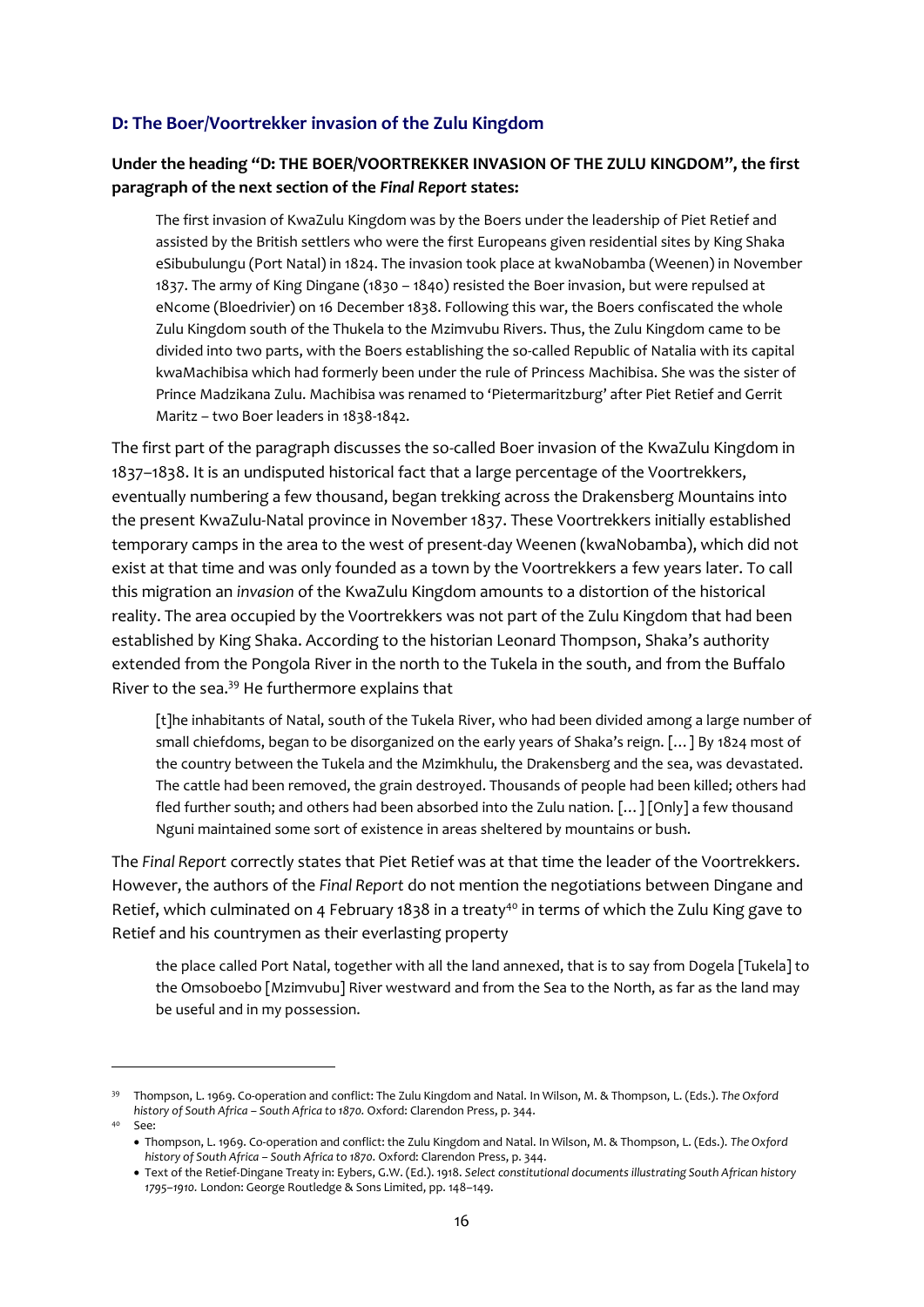## D: The Boer/Voortrekker invasion of the Zulu Kingdom

**Under the heading "D: THE BOER/VOORTREKKER INVASION OF THE ZULU KINGDOM", the first paragraph of the next section of the *Final Report* states:**

> The first invasion of KwaZulu Kingdom was by the Boers under the leadership of Piet Retief and assisted by the British settlers who were the first Europeans given residential sites by King Shaka eSibubulungu (Port Natal) in 1824. The invasion took place at kwaNobamba (Weenen) in November 1837. The army of King Dingane (1830 – 1840) resisted the Boer invasion, but were repulsed at eNcome (Bloedrivier) on 16 December 1838. Following this war, the Boers confiscated the whole Zulu Kingdom south of the Thukela to the Mzimvubu Rivers. Thus, the Zulu Kingdom came to be divided into two parts, with the Boers establishing the so-called Republic of Natalia with its capital kwaMachibisa which had formerly been under the rule of Princess Machibisa. She was the sister of Prince Madzikana Zulu. Machibisa was renamed to 'Pietermaritzburg' after Piet Retief and Gerrit Maritz – two Boer leaders in 1838-1842.

The first part of the paragraph discusses the so-called Boer invasion of the KwaZulu Kingdom in 1837–1838. It is an undisputed historical fact that a large percentage of the Voortrekkers, eventually numbering a few thousand, began trekking across the Drakensberg Mountains into the present KwaZulu-Natal province in November 1837. These Voortrekkers initially established temporary camps in the area to the west of present-day Weenen (kwaNobamba), which did not exist at that time and was only founded as a town by the Voortrekkers a few years later. To call this migration an *invasion* of the KwaZulu Kingdom amounts to a distortion of the historical reality. The area occupied by the Voortrekkers was not part of the Zulu Kingdom that had been established by King Shaka. According to the historian Leonard Thompson, Shaka's authority extended from the Pongola River in the north to the Tukela in the south, and from the Buffalo River to the sea.[39] He furthermore explains that

> [t]he inhabitants of Natal, south of the Tukela River, who had been divided among a large number of small chiefdoms, began to be disorganized on the early years of Shaka's reign. [...] By 1824 most of the country between the Tukela and the Mzimkhulu, the Drakensberg and the sea, was devastated. The cattle had been removed, the grain destroyed. Thousands of people had been killed; others had fled further south; and others had been absorbed into the Zulu nation. [...] [Only] a few thousand Nguni maintained some sort of existence in areas sheltered by mountains or bush.

The *Final Report* correctly states that Piet Retief was at that time the leader of the Voortrekkers. However, the authors of the *Final Report* do not mention the negotiations between Dingane and Retief, which culminated on 4 February 1838 in a treaty[40] in terms of which the Zulu King gave to Retief and his countrymen as their everlasting property

> the place called Port Natal, together with all the land annexed, that is to say from Dogela [Tukela] to the Omsoboebo [Mzimvubu] River westward and from the Sea to the North, as far as the land may be useful and in my possession.

---

[39] Thompson, L. 1969. Co-operation and conflict: The Zulu Kingdom and Natal. In Wilson, M. & Thompson, L. (Eds.). *The Oxford history of South Africa – South Africa to 1870*. Oxford: Clarendon Press, p. 344.

[40] See:

- Thompson, L. 1969. Co-operation and conflict: the Zulu Kingdom and Natal. In Wilson, M. & Thompson, L. (Eds.). *The Oxford history of South Africa – South Africa to 1870*. Oxford: Clarendon Press, p. 344.
- Text of the Retief-Dingane Treaty in: Eybers, G.W. (Ed.). 1918. *Select constitutional documents illustrating South African history 1795–1910*. London: George Routledge & Sons Limited, pp. 148–149.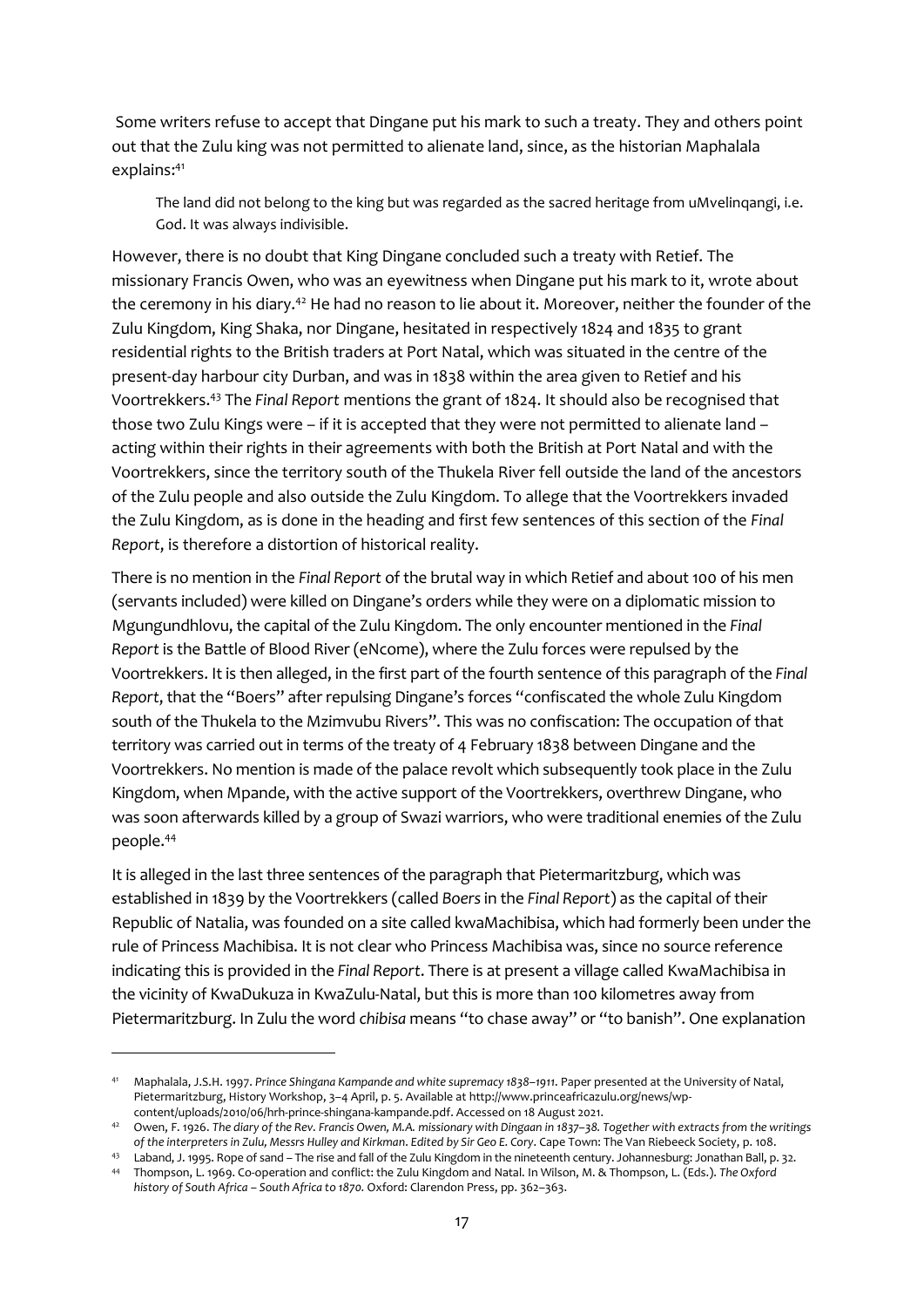Some writers refuse to accept that Dingane put his mark to such a treaty. They and others point out that the Zulu king was not permitted to alienate land, since, as the historian Maphalala explains:[41]

> The land did not belong to the king but was regarded as the sacred heritage from uMvelinqangi, i.e. God. It was always indivisible.

However, there is no doubt that King Dingane concluded such a treaty with Retief. The missionary Francis Owen, who was an eyewitness when Dingane put his mark to it, wrote about the ceremony in his diary.[42] He had no reason to lie about it. Moreover, neither the founder of the Zulu Kingdom, King Shaka, nor Dingane, hesitated in respectively 1824 and 1835 to grant residential rights to the British traders at Port Natal, which was situated in the centre of the present-day harbour city Durban, and was in 1838 within the area given to Retief and his Voortrekkers.[43] The *Final Report* mentions the grant of 1824. It should also be recognised that those two Zulu Kings were – if it is accepted that they were not permitted to alienate land – acting within their rights in their agreements with both the British at Port Natal and with the Voortrekkers, since the territory south of the Thukela River fell outside the land of the ancestors of the Zulu people and also outside the Zulu Kingdom. To allege that the Voortrekkers invaded the Zulu Kingdom, as is done in the heading and first few sentences of this section of the *Final Report*, is therefore a distortion of historical reality.

There is no mention in the *Final Report* of the brutal way in which Retief and about 100 of his men (servants included) were killed on Dingane's orders while they were on a diplomatic mission to Mgungundhlovu, the capital of the Zulu Kingdom. The only encounter mentioned in the *Final Report* is the Battle of Blood River (eNcome), where the Zulu forces were repulsed by the Voortrekkers. It is then alleged, in the first part of the fourth sentence of this paragraph of the *Final Report*, that the "Boers" after repulsing Dingane's forces "confiscated the whole Zulu Kingdom south of the Thukela to the Mzimvubu Rivers". This was no confiscation: The occupation of that territory was carried out in terms of the treaty of 4 February 1838 between Dingane and the Voortrekkers. No mention is made of the palace revolt which subsequently took place in the Zulu Kingdom, when Mpande, with the active support of the Voortrekkers, overthrew Dingane, who was soon afterwards killed by a group of Swazi warriors, who were traditional enemies of the Zulu people.[44]

It is alleged in the last three sentences of the paragraph that Pietermaritzburg, which was established in 1839 by the Voortrekkers (called *Boers* in the *Final Report*) as the capital of their Republic of Natalia, was founded on a site called kwaMachibisa, which had formerly been under the rule of Princess Machibisa. It is not clear who Princess Machibisa was, since no source reference indicating this is provided in the *Final Report*. There is at present a village called KwaMachibisa in the vicinity of KwaDukuza in KwaZulu-Natal, but this is more than 100 kilometres away from Pietermaritzburg. In Zulu the word *chibisa* means "to chase away" or "to banish". One explanation

---

[41] Maphalala, J.S.H. 1997. *Prince Shingana Kampande and white supremacy 1838–1911*. Paper presented at the University of Natal, Pietermaritzburg, History Workshop, 3–4 April, p. 5. Available at http://www.princeafricazulu.org/news/wp-content/uploads/2010/06/hrh-prince-shingana-kampande.pdf. Accessed on 18 August 2021.

[42] Owen, F. 1926. *The diary of the Rev. Francis Owen, M.A. missionary with Dingaan in 1837–38. Together with extracts from the writings of the interpreters in Zulu, Messrs Hulley and Kirkman. Edited by Sir Geo E. Cory*. Cape Town: The Van Riebeeck Society, p. 108.

[43] Laband, J. 1995. Rope of sand – The rise and fall of the Zulu Kingdom in the nineteenth century. Johannesburg: Jonathan Ball, p. 32.

[44] Thompson, L. 1969. Co-operation and conflict: the Zulu Kingdom and Natal. In Wilson, M. & Thompson, L. (Eds.). *The Oxford history of South Africa – South Africa to 1870*. Oxford: Clarendon Press, pp. 362–363.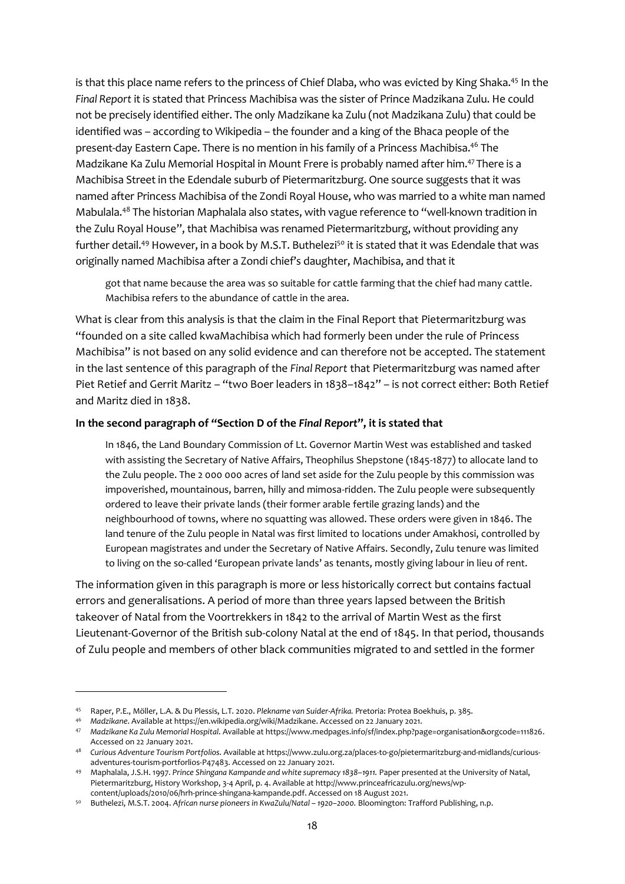is that this place name refers to the princess of Chief Dlaba, who was evicted by King Shaka.[45] In the *Final Report* it is stated that Princess Machibisa was the sister of Prince Madzikana Zulu. He could not be precisely identified either. The only Madzikane ka Zulu (not Madzikana Zulu) that could be identified was – according to Wikipedia – the founder and a king of the Bhaca people of the present-day Eastern Cape. There is no mention in his family of a Princess Machibisa.[46] The Madzikane Ka Zulu Memorial Hospital in Mount Frere is probably named after him.[47] There is a Machibisa Street in the Edendale suburb of Pietermaritzburg. One source suggests that it was named after Princess Machibisa of the Zondi Royal House, who was married to a white man named Mabulala.[48] The historian Maphalala also states, with vague reference to "well-known tradition in the Zulu Royal House", that Machibisa was renamed Pietermaritzburg, without providing any further detail.[49] However, in a book by M.S.T. Buthelezi[50] it is stated that it was Edendale that was originally named Machibisa after a Zondi chief's daughter, Machibisa, and that it

> got that name because the area was so suitable for cattle farming that the chief had many cattle. Machibisa refers to the abundance of cattle in the area.

What is clear from this analysis is that the claim in the Final Report that Pietermaritzburg was "founded on a site called kwaMachibisa which had formerly been under the rule of Princess Machibisa" is not based on any solid evidence and can therefore not be accepted. The statement in the last sentence of this paragraph of the *Final Report* that Pietermaritzburg was named after Piet Retief and Gerrit Maritz – "two Boer leaders in 1838–1842" – is not correct either: Both Retief and Maritz died in 1838.

**In the second paragraph of "Section D of the *Final Report*", it is stated that**

> In 1846, the Land Boundary Commission of Lt. Governor Martin West was established and tasked with assisting the Secretary of Native Affairs, Theophilus Shepstone (1845-1877) to allocate land to the Zulu people. The 2 000 000 acres of land set aside for the Zulu people by this commission was impoverished, mountainous, barren, hilly and mimosa-ridden. The Zulu people were subsequently ordered to leave their private lands (their former arable fertile grazing lands) and the neighbourhood of towns, where no squatting was allowed. These orders were given in 1846. The land tenure of the Zulu people in Natal was first limited to locations under Amakhosi, controlled by European magistrates and under the Secretary of Native Affairs. Secondly, Zulu tenure was limited to living on the so-called 'European private lands' as tenants, mostly giving labour in lieu of rent.

The information given in this paragraph is more or less historically correct but contains factual errors and generalisations. A period of more than three years lapsed between the British takeover of Natal from the Voortrekkers in 1842 to the arrival of Martin West as the first Lieutenant-Governor of the British sub-colony Natal at the end of 1845. In that period, thousands of Zulu people and members of other black communities migrated to and settled in the former

---

[45] Raper, P.E., Möller, L.A. & Du Plessis, L.T. 2020. *Plekname van Suider-Afrika.* Pretoria: Protea Boekhuis, p. 385.

[46] *Madzikane*. Available at https://en.wikipedia.org/wiki/Madzikane. Accessed on 22 January 2021.

[47] *Madzikane Ka Zulu Memorial Hospital.* Available at https://www.medpages.info/sf/index.php?page=organisation&orgcode=111826. Accessed on 22 January 2021.

[48] *Curious Adventure Tourism Portfolios.* Available at https://www.zulu.org.za/places-to-go/pietermaritzburg-and-midlands/curious-adventures-tourism-portforlios-P47483. Accessed on 22 January 2021.

[49] Maphalala, J.S.H. 1997. *Prince Shingana Kampande and white supremacy 1838–1911.* Paper presented at the University of Natal, Pietermaritzburg, History Workshop, 3-4 April, p. 4. Available at http://www.princeafricazulu.org/news/wp-content/uploads/2010/06/hrh-prince-shingana-kampande.pdf. Accessed on 18 August 2021.

[50] Buthelezi, M.S.T. 2004. *African nurse pioneers in KwaZulu/Natal – 1920–2000.* Bloomington: Trafford Publishing, n.p.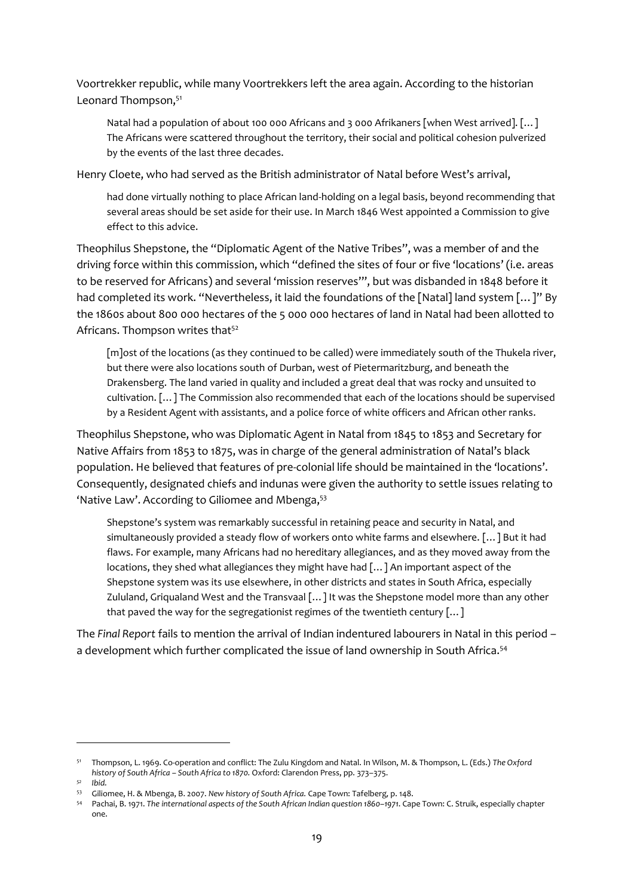Voortrekker republic, while many Voortrekkers left the area again. According to the historian Leonard Thompson,[51]

> Natal had a population of about 100 000 Africans and 3 000 Afrikaners [when West arrived]. [...] The Africans were scattered throughout the territory, their social and political cohesion pulverized by the events of the last three decades.

Henry Cloete, who had served as the British administrator of Natal before West's arrival,

> had done virtually nothing to place African land-holding on a legal basis, beyond recommending that several areas should be set aside for their use. In March 1846 West appointed a Commission to give effect to this advice.

Theophilus Shepstone, the "Diplomatic Agent of the Native Tribes", was a member of and the driving force within this commission, which "defined the sites of four or five 'locations' (i.e. areas to be reserved for Africans) and several 'mission reserves'", but was disbanded in 1848 before it had completed its work. "Nevertheless, it laid the foundations of the [Natal] land system [...]" By the 1860s about 800 000 hectares of the 5 000 000 hectares of land in Natal had been allotted to Africans. Thompson writes that[52]

> [m]ost of the locations (as they continued to be called) were immediately south of the Thukela river, but there were also locations south of Durban, west of Pietermaritzburg, and beneath the Drakensberg. The land varied in quality and included a great deal that was rocky and unsuited to cultivation. [...] The Commission also recommended that each of the locations should be supervised by a Resident Agent with assistants, and a police force of white officers and African other ranks.

Theophilus Shepstone, who was Diplomatic Agent in Natal from 1845 to 1853 and Secretary for Native Affairs from 1853 to 1875, was in charge of the general administration of Natal's black population. He believed that features of pre-colonial life should be maintained in the 'locations'. Consequently, designated chiefs and indunas were given the authority to settle issues relating to 'Native Law'. According to Giliomee and Mbenga,[53]

> Shepstone's system was remarkably successful in retaining peace and security in Natal, and simultaneously provided a steady flow of workers onto white farms and elsewhere. [...] But it had flaws. For example, many Africans had no hereditary allegiances, and as they moved away from the locations, they shed what allegiances they might have had [...] An important aspect of the Shepstone system was its use elsewhere, in other districts and states in South Africa, especially Zululand, Griqualand West and the Transvaal [...] It was the Shepstone model more than any other that paved the way for the segregationist regimes of the twentieth century [...]

The *Final Report* fails to mention the arrival of Indian indentured labourers in Natal in this period – a development which further complicated the issue of land ownership in South Africa.[54]

---

[51] Thompson, L. 1969. Co-operation and conflict: The Zulu Kingdom and Natal. In Wilson, M. & Thompson, L. (Eds.) *The Oxford history of South Africa – South Africa to 1870.* Oxford: Clarendon Press, pp. 373–375.

[52] *Ibid.*

[53] Giliomee, H. & Mbenga, B. 2007. *New history of South Africa.* Cape Town: Tafelberg, p. 148.

[54] Pachai, B. 1971. *The international aspects of the South African Indian question 1860–1971.* Cape Town: C. Struik, especially chapter one.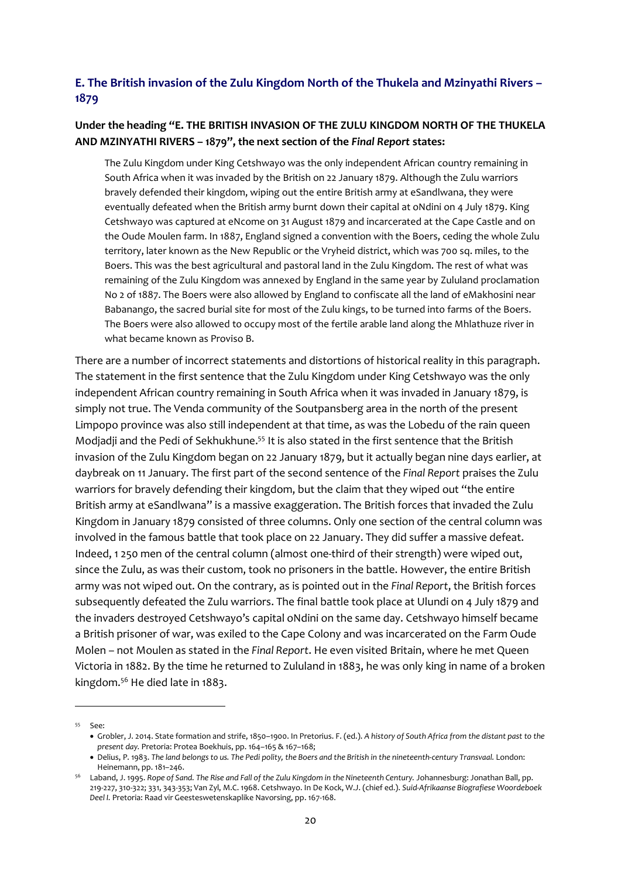## E. The British invasion of the Zulu Kingdom North of the Thukela and Mzinyathi Rivers – 1879

**Under the heading "E. THE BRITISH INVASION OF THE ZULU KINGDOM NORTH OF THE THUKELA AND MZINYATHI RIVERS – 1879", the next section of the *Final Report* states:**

> The Zulu Kingdom under King Cetshwayo was the only independent African country remaining in South Africa when it was invaded by the British on 22 January 1879. Although the Zulu warriors bravely defended their kingdom, wiping out the entire British army at eSandlwana, they were eventually defeated when the British army burnt down their capital at oNdini on 4 July 1879. King Cetshwayo was captured at eNcome on 31 August 1879 and incarcerated at the Cape Castle and on the Oude Moulen farm. In 1887, England signed a convention with the Boers, ceding the whole Zulu territory, later known as the New Republic or the Vryheid district, which was 700 sq. miles, to the Boers. This was the best agricultural and pastoral land in the Zulu Kingdom. The rest of what was remaining of the Zulu Kingdom was annexed by England in the same year by Zululand proclamation No 2 of 1887. The Boers were also allowed by England to confiscate all the land of eMakhosini near Babanango, the sacred burial site for most of the Zulu kings, to be turned into farms of the Boers. The Boers were also allowed to occupy most of the fertile arable land along the Mhlathuze river in what became known as Proviso B.

There are a number of incorrect statements and distortions of historical reality in this paragraph. The statement in the first sentence that the Zulu Kingdom under King Cetshwayo was the only independent African country remaining in South Africa when it was invaded in January 1879, is simply not true. The Venda community of the Soutpansberg area in the north of the present Limpopo province was also still independent at that time, as was the Lobedu of the rain queen Modjadji and the Pedi of Sekhukhune.[55] It is also stated in the first sentence that the British invasion of the Zulu Kingdom began on 22 January 1879, but it actually began nine days earlier, at daybreak on 11 January. The first part of the second sentence of the *Final Report* praises the Zulu warriors for bravely defending their kingdom, but the claim that they wiped out "the entire British army at eSandlwana" is a massive exaggeration. The British forces that invaded the Zulu Kingdom in January 1879 consisted of three columns. Only one section of the central column was involved in the famous battle that took place on 22 January. They did suffer a massive defeat. Indeed, 1 250 men of the central column (almost one-third of their strength) were wiped out, since the Zulu, as was their custom, took no prisoners in the battle. However, the entire British army was not wiped out. On the contrary, as is pointed out in the *Final Report*, the British forces subsequently defeated the Zulu warriors. The final battle took place at Ulundi on 4 July 1879 and the invaders destroyed Cetshwayo's capital oNdini on the same day. Cetshwayo himself became a British prisoner of war, was exiled to the Cape Colony and was incarcerated on the Farm Oude Molen – not Moulen as stated in the *Final Report*. He even visited Britain, where he met Queen Victoria in 1882. By the time he returned to Zululand in 1883, he was only king in name of a broken kingdom.[56] He died late in 1883.

---

[55] See:
- Grobler, J. 2014. State formation and strife, 1850–1900. In Pretorius. F. (ed.). *A history of South Africa from the distant past to the present day.* Pretoria: Protea Boekhuis, pp. 164–165 & 167–168;
- Delius, P. 1983. *The land belongs to us. The Pedi polity, the Boers and the British in the nineteenth-century Transvaal.* London: Heinemann, pp. 181–246.

[56] Laband, J. 1995. *Rope of Sand. The Rise and Fall of the Zulu Kingdom in the Nineteenth Century.* Johannesburg: Jonathan Ball, pp. 219-227, 310-322; 331, 343-353; Van Zyl, M.C. 1968. Cetshwayo. In De Kock, W.J. (chief ed.). *Suid-Afrikaanse Biografiese Woordeboek Deel I.* Pretoria: Raad vir Geesteswetenskaplike Navorsing, pp. 167-168.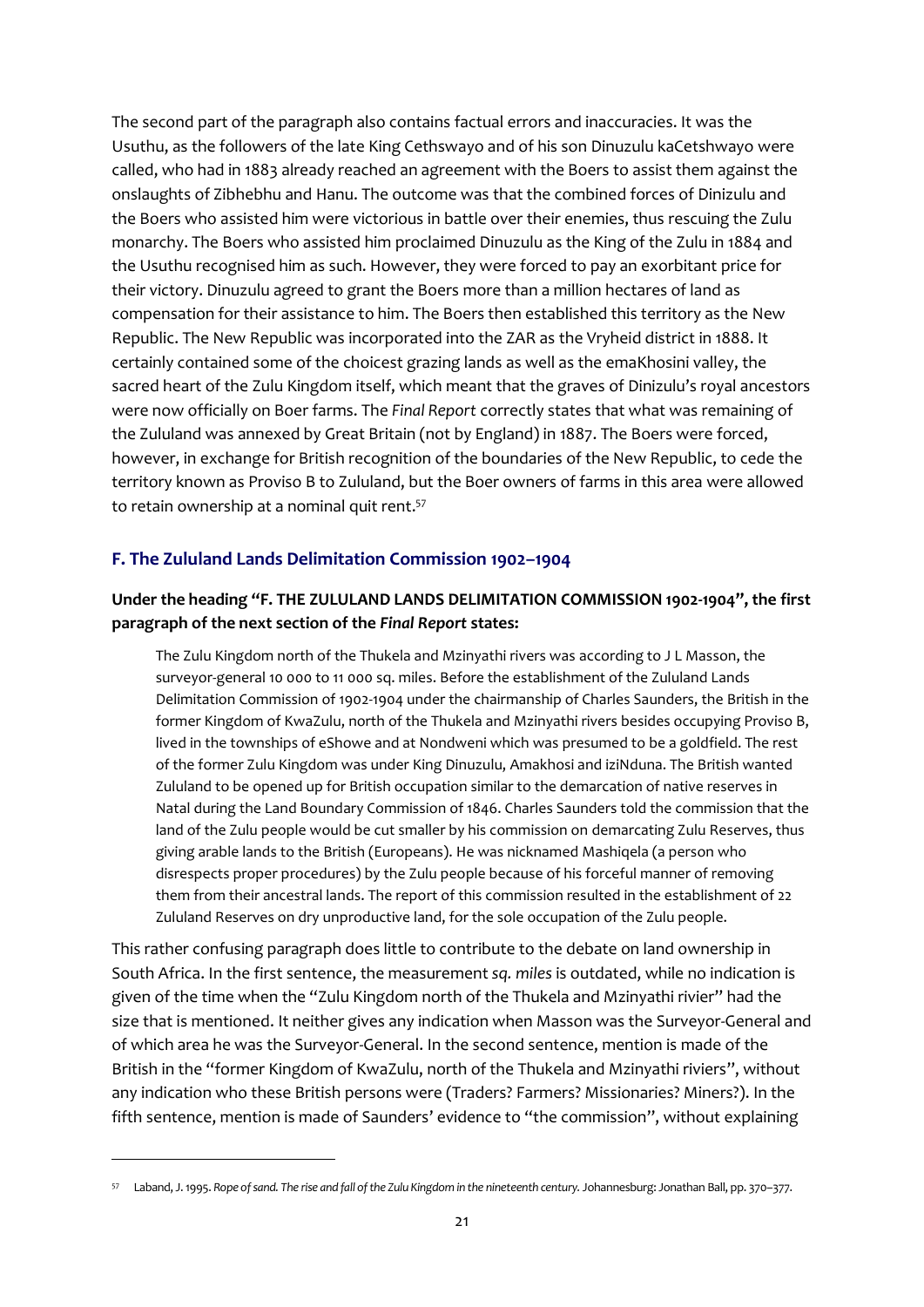The second part of the paragraph also contains factual errors and inaccuracies. It was the Usuthu, as the followers of the late King Cethswayo and of his son Dinuzulu kaCetshwayo were called, who had in 1883 already reached an agreement with the Boers to assist them against the onslaughts of Zibhebhu and Hanu. The outcome was that the combined forces of Dinizulu and the Boers who assisted him were victorious in battle over their enemies, thus rescuing the Zulu monarchy. The Boers who assisted him proclaimed Dinuzulu as the King of the Zulu in 1884 and the Usuthu recognised him as such. However, they were forced to pay an exorbitant price for their victory. Dinuzulu agreed to grant the Boers more than a million hectares of land as compensation for their assistance to him. The Boers then established this territory as the New Republic. The New Republic was incorporated into the ZAR as the Vryheid district in 1888. It certainly contained some of the choicest grazing lands as well as the emaKhosini valley, the sacred heart of the Zulu Kingdom itself, which meant that the graves of Dinizulu's royal ancestors were now officially on Boer farms. The *Final Report* correctly states that what was remaining of the Zululand was annexed by Great Britain (not by England) in 1887. The Boers were forced, however, in exchange for British recognition of the boundaries of the New Republic, to cede the territory known as Proviso B to Zululand, but the Boer owners of farms in this area were allowed to retain ownership at a nominal quit rent.[57]

### F. The Zululand Lands Delimitation Commission 1902–1904

**Under the heading "F. THE ZULULAND LANDS DELIMITATION COMMISSION 1902-1904", the first paragraph of the next section of the *Final Report* states:**

> The Zulu Kingdom north of the Thukela and Mzinyathi rivers was according to J L Masson, the surveyor-general 10 000 to 11 000 sq. miles. Before the establishment of the Zululand Lands Delimitation Commission of 1902-1904 under the chairmanship of Charles Saunders, the British in the former Kingdom of KwaZulu, north of the Thukela and Mzinyathi rivers besides occupying Proviso B, lived in the townships of eShowe and at Nondweni which was presumed to be a goldfield. The rest of the former Zulu Kingdom was under King Dinuzulu, Amakhosi and iziNduna. The British wanted Zululand to be opened up for British occupation similar to the demarcation of native reserves in Natal during the Land Boundary Commission of 1846. Charles Saunders told the commission that the land of the Zulu people would be cut smaller by his commission on demarcating Zulu Reserves, thus giving arable lands to the British (Europeans). He was nicknamed Mashiqela (a person who disrespects proper procedures) by the Zulu people because of his forceful manner of removing them from their ancestral lands. The report of this commission resulted in the establishment of 22 Zululand Reserves on dry unproductive land, for the sole occupation of the Zulu people.

This rather confusing paragraph does little to contribute to the debate on land ownership in South Africa. In the first sentence, the measurement *sq. miles* is outdated, while no indication is given of the time when the "Zulu Kingdom north of the Thukela and Mzinyathi rivier" had the size that is mentioned. It neither gives any indication when Masson was the Surveyor-General and of which area he was the Surveyor-General. In the second sentence, mention is made of the British in the "former Kingdom of KwaZulu, north of the Thukela and Mzinyathi riviers", without any indication who these British persons were (Traders? Farmers? Missionaries? Miners?). In the fifth sentence, mention is made of Saunders' evidence to "the commission", without explaining

---

[57] Laband, J. 1995. *Rope of sand. The rise and fall of the Zulu Kingdom in the nineteenth century.* Johannesburg: Jonathan Ball, pp. 370–377.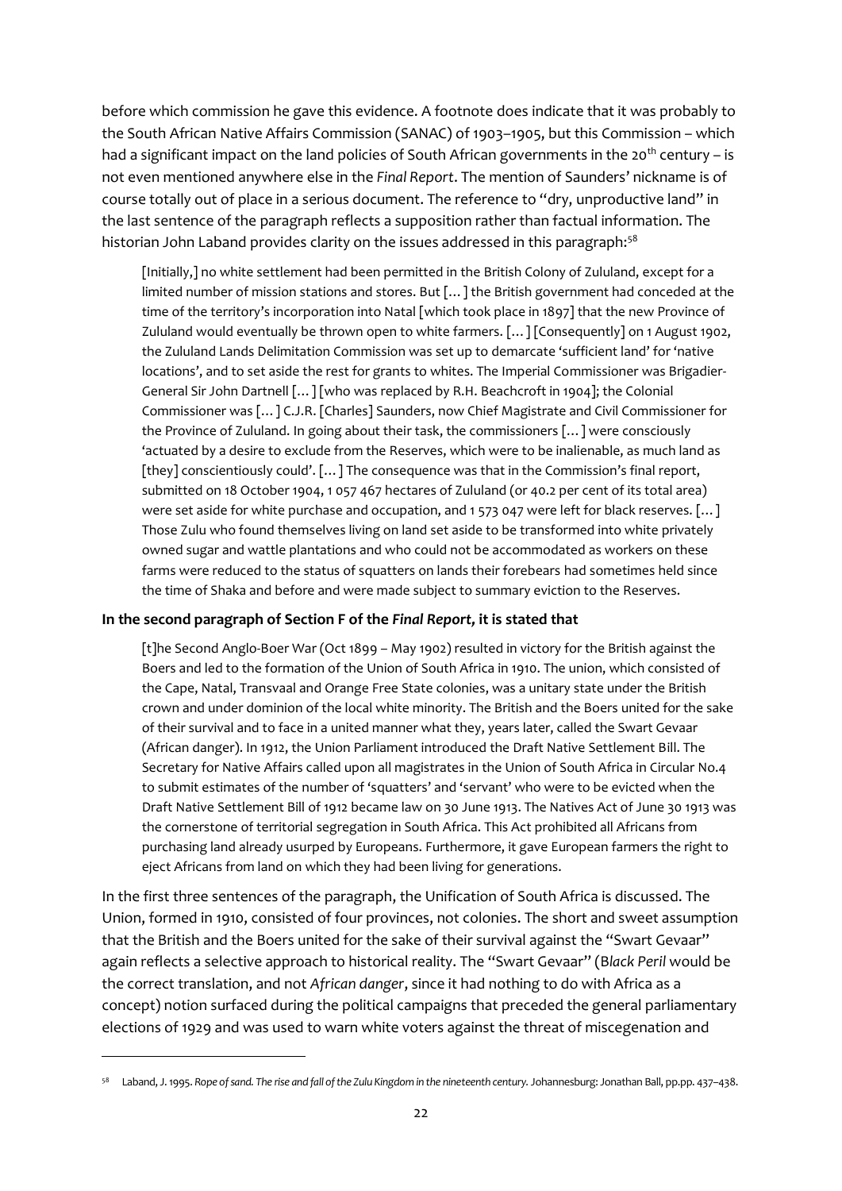before which commission he gave this evidence. A footnote does indicate that it was probably to the South African Native Affairs Commission (SANAC) of 1903–1905, but this Commission – which had a significant impact on the land policies of South African governments in the 20th century – is not even mentioned anywhere else in the *Final Report*. The mention of Saunders' nickname is of course totally out of place in a serious document. The reference to "dry, unproductive land" in the last sentence of the paragraph reflects a supposition rather than factual information. The historian John Laband provides clarity on the issues addressed in this paragraph:[58]

> [Initially,] no white settlement had been permitted in the British Colony of Zululand, except for a limited number of mission stations and stores. But [...] the British government had conceded at the time of the territory's incorporation into Natal [which took place in 1897] that the new Province of Zululand would eventually be thrown open to white farmers. [...] [Consequently] on 1 August 1902, the Zululand Lands Delimitation Commission was set up to demarcate 'sufficient land' for 'native locations', and to set aside the rest for grants to whites. The Imperial Commissioner was Brigadier-General Sir John Dartnell [...] [who was replaced by R.H. Beachcroft in 1904]; the Colonial Commissioner was [...] C.J.R. [Charles] Saunders, now Chief Magistrate and Civil Commissioner for the Province of Zululand. In going about their task, the commissioners [...] were consciously 'actuated by a desire to exclude from the Reserves, which were to be inalienable, as much land as [they] conscientiously could'. [...] The consequence was that in the Commission's final report, submitted on 18 October 1904, 1 057 467 hectares of Zululand (or 40.2 per cent of its total area) were set aside for white purchase and occupation, and 1 573 047 were left for black reserves. [...] Those Zulu who found themselves living on land set aside to be transformed into white privately owned sugar and wattle plantations and who could not be accommodated as workers on these farms were reduced to the status of squatters on lands their forebears had sometimes held since the time of Shaka and before and were made subject to summary eviction to the Reserves.

**In the second paragraph of Section F of the *Final Report*, it is stated that**

> [t]he Second Anglo-Boer War (Oct 1899 – May 1902) resulted in victory for the British against the Boers and led to the formation of the Union of South Africa in 1910. The union, which consisted of the Cape, Natal, Transvaal and Orange Free State colonies, was a unitary state under the British crown and under dominion of the local white minority. The British and the Boers united for the sake of their survival and to face in a united manner what they, years later, called the Swart Gevaar (African danger). In 1912, the Union Parliament introduced the Draft Native Settlement Bill. The Secretary for Native Affairs called upon all magistrates in the Union of South Africa in Circular No.4 to submit estimates of the number of 'squatters' and 'servant' who were to be evicted when the Draft Native Settlement Bill of 1912 became law on 30 June 1913. The Natives Act of June 30 1913 was the cornerstone of territorial segregation in South Africa. This Act prohibited all Africans from purchasing land already usurped by Europeans. Furthermore, it gave European farmers the right to eject Africans from land on which they had been living for generations.

In the first three sentences of the paragraph, the Unification of South Africa is discussed. The Union, formed in 1910, consisted of four provinces, not colonies. The short and sweet assumption that the British and the Boers united for the sake of their survival against the "Swart Gevaar" again reflects a selective approach to historical reality. The "Swart Gevaar" (*Black Peril* would be the correct translation, and not *African danger*, since it had nothing to do with Africa as a concept) notion surfaced during the political campaigns that preceded the general parliamentary elections of 1929 and was used to warn white voters against the threat of miscegenation and

---

[58] Laband, J. 1995. *Rope of sand. The rise and fall of the Zulu Kingdom in the nineteenth century.* Johannesburg: Jonathan Ball, pp.pp. 437–438.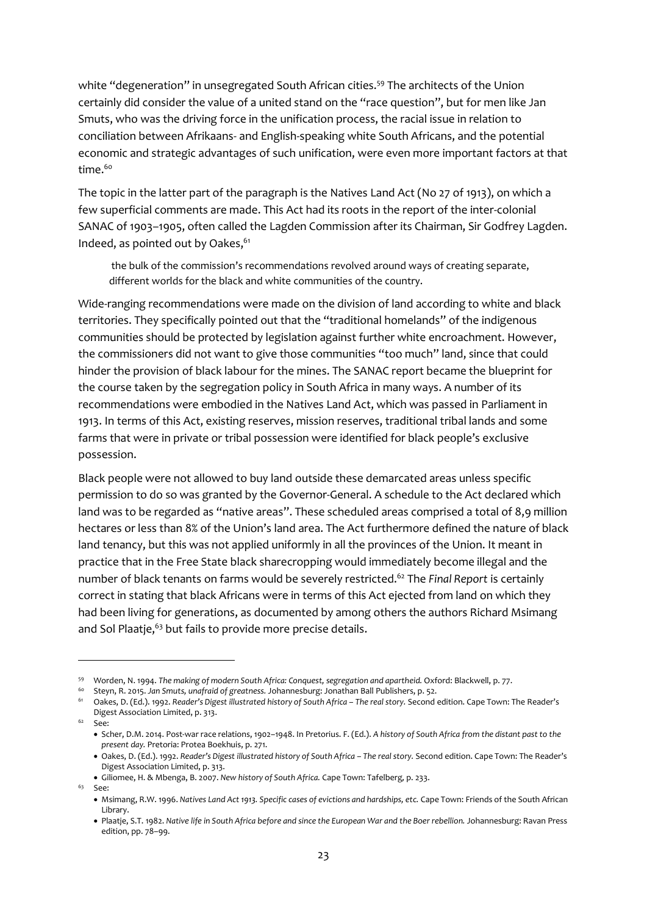white "degeneration" in unsegregated South African cities.[59] The architects of the Union certainly did consider the value of a united stand on the "race question", but for men like Jan Smuts, who was the driving force in the unification process, the racial issue in relation to conciliation between Afrikaans- and English-speaking white South Africans, and the potential economic and strategic advantages of such unification, were even more important factors at that time.[60]

The topic in the latter part of the paragraph is the Natives Land Act (No 27 of 1913), on which a few superficial comments are made. This Act had its roots in the report of the inter-colonial SANAC of 1903–1905, often called the Lagden Commission after its Chairman, Sir Godfrey Lagden. Indeed, as pointed out by Oakes,[61]

> the bulk of the commission's recommendations revolved around ways of creating separate, different worlds for the black and white communities of the country.

Wide-ranging recommendations were made on the division of land according to white and black territories. They specifically pointed out that the "traditional homelands" of the indigenous communities should be protected by legislation against further white encroachment. However, the commissioners did not want to give those communities "too much" land, since that could hinder the provision of black labour for the mines. The SANAC report became the blueprint for the course taken by the segregation policy in South Africa in many ways. A number of its recommendations were embodied in the Natives Land Act, which was passed in Parliament in 1913. In terms of this Act, existing reserves, mission reserves, traditional tribal lands and some farms that were in private or tribal possession were identified for black people's exclusive possession.

Black people were not allowed to buy land outside these demarcated areas unless specific permission to do so was granted by the Governor-General. A schedule to the Act declared which land was to be regarded as "native areas". These scheduled areas comprised a total of 8,9 million hectares or less than 8% of the Union's land area. The Act furthermore defined the nature of black land tenancy, but this was not applied uniformly in all the provinces of the Union. It meant in practice that in the Free State black sharecropping would immediately become illegal and the number of black tenants on farms would be severely restricted.[62] The *Final Report* is certainly correct in stating that black Africans were in terms of this Act ejected from land on which they had been living for generations, as documented by among others the authors Richard Msimang and Sol Plaatje,[63] but fails to provide more precise details.

---

[59] Worden, N. 1994. *The making of modern South Africa: Conquest, segregation and apartheid.* Oxford: Blackwell, p. 77.

[60] Steyn, R. 2015. *Jan Smuts, unafraid of greatness.* Johannesburg: Jonathan Ball Publishers, p. 52.

[61] Oakes, D. (Ed.). 1992. *Reader's Digest illustrated history of South Africa – The real story.* Second edition. Cape Town: The Reader's Digest Association Limited, p. 313.

[62] See:
- Scher, D.M. 2014. Post-war race relations, 1902–1948. In Pretorius. F. (Ed.). *A history of South Africa from the distant past to the present day.* Pretoria: Protea Boekhuis, p. 271.
- Oakes, D. (Ed.). 1992. *Reader's Digest illustrated history of South Africa – The real story.* Second edition. Cape Town: The Reader's Digest Association Limited, p. 313.
- Giliomee, H. & Mbenga, B. 2007. *New history of South Africa.* Cape Town: Tafelberg, p. 233.

[63] See:
- Msimang, R.W. 1996. *Natives Land Act 1913. Specific cases of evictions and hardships, etc.* Cape Town: Friends of the South African Library.
- Plaatje, S.T. 1982. *Native life in South Africa before and since the European War and the Boer rebellion.* Johannesburg: Ravan Press edition, pp. 78–99.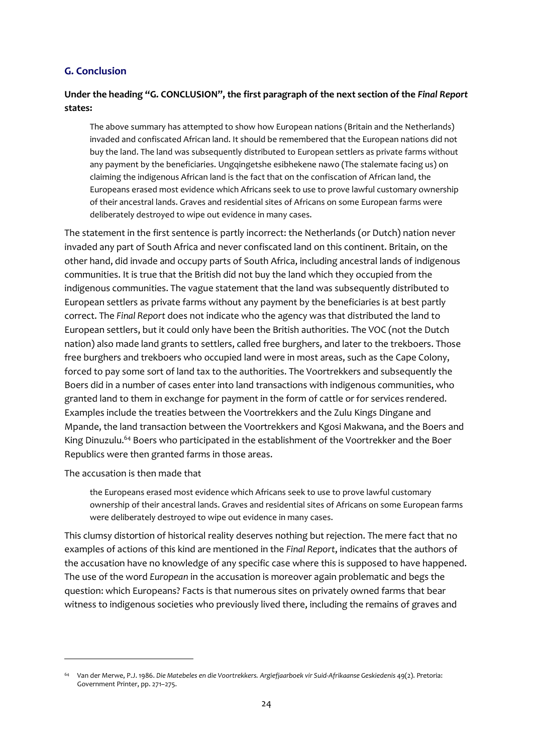## G. Conclusion

**Under the heading "G. CONCLUSION", the first paragraph of the next section of the *Final Report* states:**

> The above summary has attempted to show how European nations (Britain and the Netherlands) invaded and confiscated African land. It should be remembered that the European nations did not buy the land. The land was subsequently distributed to European settlers as private farms without any payment by the beneficiaries. Ungqingetshe esibhekene nawo (The stalemate facing us) on claiming the indigenous African land is the fact that on the confiscation of African land, the Europeans erased most evidence which Africans seek to use to prove lawful customary ownership of their ancestral lands. Graves and residential sites of Africans on some European farms were deliberately destroyed to wipe out evidence in many cases.

The statement in the first sentence is partly incorrect: the Netherlands (or Dutch) nation never invaded any part of South Africa and never confiscated land on this continent. Britain, on the other hand, did invade and occupy parts of South Africa, including ancestral lands of indigenous communities. It is true that the British did not buy the land which they occupied from the indigenous communities. The vague statement that the land was subsequently distributed to European settlers as private farms without any payment by the beneficiaries is at best partly correct. The *Final Report* does not indicate who the agency was that distributed the land to European settlers, but it could only have been the British authorities. The VOC (not the Dutch nation) also made land grants to settlers, called free burghers, and later to the trekboers. Those free burghers and trekboers who occupied land were in most areas, such as the Cape Colony, forced to pay some sort of land tax to the authorities. The Voortrekkers and subsequently the Boers did in a number of cases enter into land transactions with indigenous communities, who granted land to them in exchange for payment in the form of cattle or for services rendered. Examples include the treaties between the Voortrekkers and the Zulu Kings Dingane and Mpande, the land transaction between the Voortrekkers and Kgosi Makwana, and the Boers and King Dinuzulu.[64] Boers who participated in the establishment of the Voortrekker and the Boer Republics were then granted farms in those areas.

The accusation is then made that

> the Europeans erased most evidence which Africans seek to use to prove lawful customary ownership of their ancestral lands. Graves and residential sites of Africans on some European farms were deliberately destroyed to wipe out evidence in many cases.

This clumsy distortion of historical reality deserves nothing but rejection. The mere fact that no examples of actions of this kind are mentioned in the *Final Report*, indicates that the authors of the accusation have no knowledge of any specific case where this is supposed to have happened. The use of the word *European* in the accusation is moreover again problematic and begs the question: which Europeans? Facts is that numerous sites on privately owned farms that bear witness to indigenous societies who previously lived there, including the remains of graves and

---

[64] Van der Merwe, P.J. 1986. *Die Matebeles en die Voortrekkers. Argiefjaarboek vir Suid-Afrikaanse Geskiedenis* 49(2). Pretoria: Government Printer, pp. 271–275.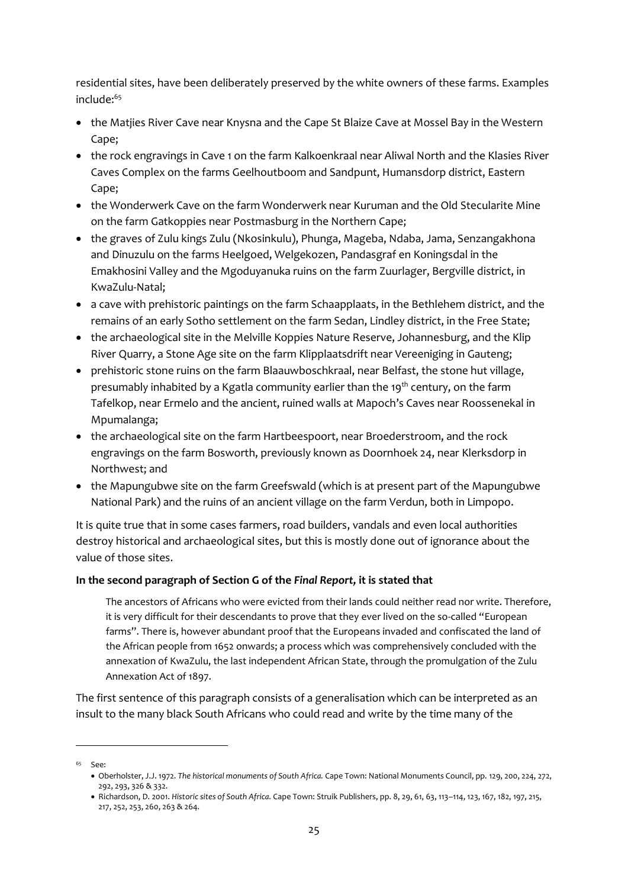residential sites, have been deliberately preserved by the white owners of these farms. Examples include:[65]

- the Matjies River Cave near Knysna and the Cape St Blaize Cave at Mossel Bay in the Western Cape;
- the rock engravings in Cave 1 on the farm Kalkoenkraal near Aliwal North and the Klasies River Caves Complex on the farms Geelhoutboom and Sandpunt, Humansdorp district, Eastern Cape;
- the Wonderwerk Cave on the farm Wonderwerk near Kuruman and the Old Stecularite Mine on the farm Gatkoppies near Postmasburg in the Northern Cape;
- the graves of Zulu kings Zulu (Nkosinkulu), Phunga, Mageba, Ndaba, Jama, Senzangakhona and Dinuzulu on the farms Heelgoed, Welgekozen, Pandasgraf en Koningsdal in the Emakhosini Valley and the Mgoduyanuka ruins on the farm Zuurlager, Bergville district, in KwaZulu-Natal;
- a cave with prehistoric paintings on the farm Schaapplaats, in the Bethlehem district, and the remains of an early Sotho settlement on the farm Sedan, Lindley district, in the Free State;
- the archaeological site in the Melville Koppies Nature Reserve, Johannesburg, and the Klip River Quarry, a Stone Age site on the farm Klipplaatsdrift near Vereeniging in Gauteng;
- prehistoric stone ruins on the farm Blaauwboschkraal, near Belfast, the stone hut village, presumably inhabited by a Kgatla community earlier than the 19th century, on the farm Tafelkop, near Ermelo and the ancient, ruined walls at Mapoch's Caves near Roossenekal in Mpumalanga;
- the archaeological site on the farm Hartbeespoort, near Broederstroom, and the rock engravings on the farm Bosworth, previously known as Doornhoek 24, near Klerksdorp in Northwest; and
- the Mapungubwe site on the farm Greefswald (which is at present part of the Mapungubwe National Park) and the ruins of an ancient village on the farm Verdun, both in Limpopo.

It is quite true that in some cases farmers, road builders, vandals and even local authorities destroy historical and archaeological sites, but this is mostly done out of ignorance about the value of those sites.

**In the second paragraph of Section G of the *Final Report*, it is stated that**

> The ancestors of Africans who were evicted from their lands could neither read nor write. Therefore, it is very difficult for their descendants to prove that they ever lived on the so-called "European farms". There is, however abundant proof that the Europeans invaded and confiscated the land of the African people from 1652 onwards; a process which was comprehensively concluded with the annexation of KwaZulu, the last independent African State, through the promulgation of the Zulu Annexation Act of 1897.

The first sentence of this paragraph consists of a generalisation which can be interpreted as an insult to the many black South Africans who could read and write by the time many of the

---

[65] See:

- Oberholster, J.J. 1972. *The historical monuments of South Africa.* Cape Town: National Monuments Council, pp. 129, 200, 224, 272, 292, 293, 326 & 332.
- Richardson, D. 2001. *Historic sites of South Africa.* Cape Town: Struik Publishers, pp. 8, 29, 61, 63, 113–114, 123, 167, 182, 197, 215, 217, 252, 253, 260, 263 & 264.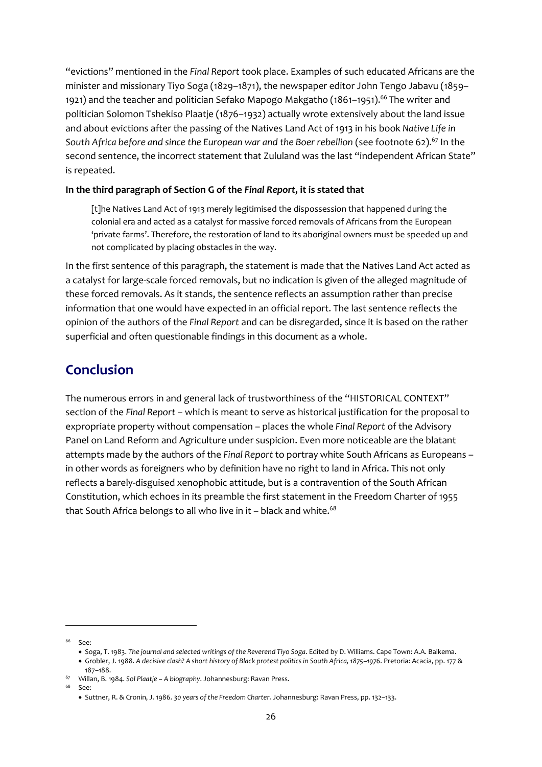"evictions" mentioned in the *Final Report* took place. Examples of such educated Africans are the minister and missionary Tiyo Soga (1829–1871), the newspaper editor John Tengo Jabavu (1859–1921) and the teacher and politician Sefako Mapogo Makgatho (1861–1951).[66] The writer and politician Solomon Tshekiso Plaatje (1876–1932) actually wrote extensively about the land issue and about evictions after the passing of the Natives Land Act of 1913 in his book *Native Life in South Africa before and since the European war and the Boer rebellion* (see footnote 62).[67] In the second sentence, the incorrect statement that Zululand was the last "independent African State" is repeated.

**In the third paragraph of Section G of the *Final Report*, it is stated that**

> [t]he Natives Land Act of 1913 merely legitimised the dispossession that happened during the colonial era and acted as a catalyst for massive forced removals of Africans from the European 'private farms'. Therefore, the restoration of land to its aboriginal owners must be speeded up and not complicated by placing obstacles in the way.

In the first sentence of this paragraph, the statement is made that the Natives Land Act acted as a catalyst for large-scale forced removals, but no indication is given of the alleged magnitude of these forced removals. As it stands, the sentence reflects an assumption rather than precise information that one would have expected in an official report. The last sentence reflects the opinion of the authors of the *Final Report* and can be disregarded, since it is based on the rather superficial and often questionable findings in this document as a whole.

## Conclusion

The numerous errors in and general lack of trustworthiness of the "HISTORICAL CONTEXT" section of the *Final Report* – which is meant to serve as historical justification for the proposal to expropriate property without compensation – places the whole *Final Report* of the Advisory Panel on Land Reform and Agriculture under suspicion. Even more noticeable are the blatant attempts made by the authors of the *Final Report* to portray white South Africans as Europeans – in other words as foreigners who by definition have no right to land in Africa. This not only reflects a barely-disguised xenophobic attitude, but is a contravention of the South African Constitution, which echoes in its preamble the first statement in the Freedom Charter of 1955 that South Africa belongs to all who live in it – black and white.[68]

---

[66] See:

- Soga, T. 1983. *The journal and selected writings of the Reverend Tiyo Soga*. Edited by D. Williams. Cape Town: A.A. Balkema.
- Grobler, J. 1988. *A decisive clash? A short history of Black protest politics in South Africa, 1875–1976*. Pretoria: Acacia, pp. 177 & 187–188.

[67] Willan, B. 1984. *Sol Plaatje – A biography*. Johannesburg: Ravan Press.

[68] See:

- Suttner, R. & Cronin, J. 1986. *30 years of the Freedom Charter*. Johannesburg: Ravan Press, pp. 132–133.